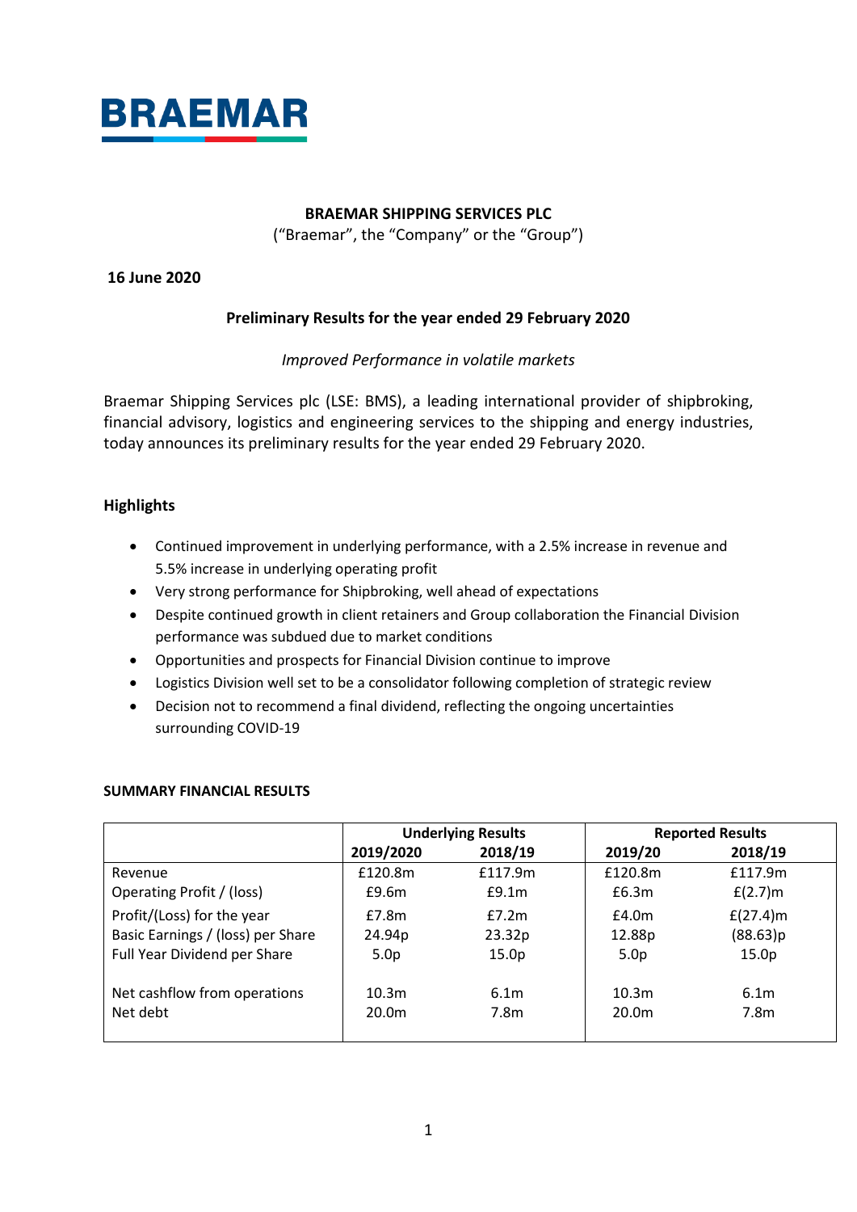BRAEMAR

**BRAEMAR SHIPPING SERVICES PLC**

("Braemar", the "Company" or the "Group")

**16 June 2020**

**Preliminary Results for the year ended 29 February 2020**

*Improved Performance in volatile markets*

Braemar Shipping Services plc (LSE: BMS), a leading international provider of shipbroking, financial advisory, logistics and engineering services to the shipping and energy industries, today announces its preliminary results for the year ended 29 February 2020.

## Highlights

- Continued improvement in underlying performance, with a 2.5% increase in revenue and 5.5% increase in underlying operating profit
- Very strong performance for Shipbroking, well ahead of expectations
- Despite continued growth in client retainers and Group collaboration the Financial Division performance was subdued due to market conditions
- Opportunities and prospects for Financial Division continue to improve
- Logistics Division well set to be a consolidator following completion of strategic review
- Decision not to recommend a final dividend, reflecting the ongoing uncertainties surrounding COVID-19

**SUMMARY FINANCIAL RESULTS**

| | Underlying Results | | Reported Results | |
|---|---|---|---|---|
| | **2019/2020** | **2018/19** | **2019/20** | **2018/19** |
| Revenue | £120.8m | £117.9m | £120.8m | £117.9m |
| Operating Profit / (loss) | £9.6m | £9.1m | £6.3m | £(2.7)m |
| Profit/(Loss) for the year | £7.8m | £7.2m | £4.0m | £(27.4)m |
| Basic Earnings / (loss) per Share | 24.94p | 23.32p | 12.88p | (88.63)p |
| Full Year Dividend per Share | 5.0p | 15.0p | 5.0p | 15.0p |
| Net cashflow from operations | 10.3m | 6.1m | 10.3m | 6.1m |
| Net debt | 20.0m | 7.8m | 20.0m | 7.8m |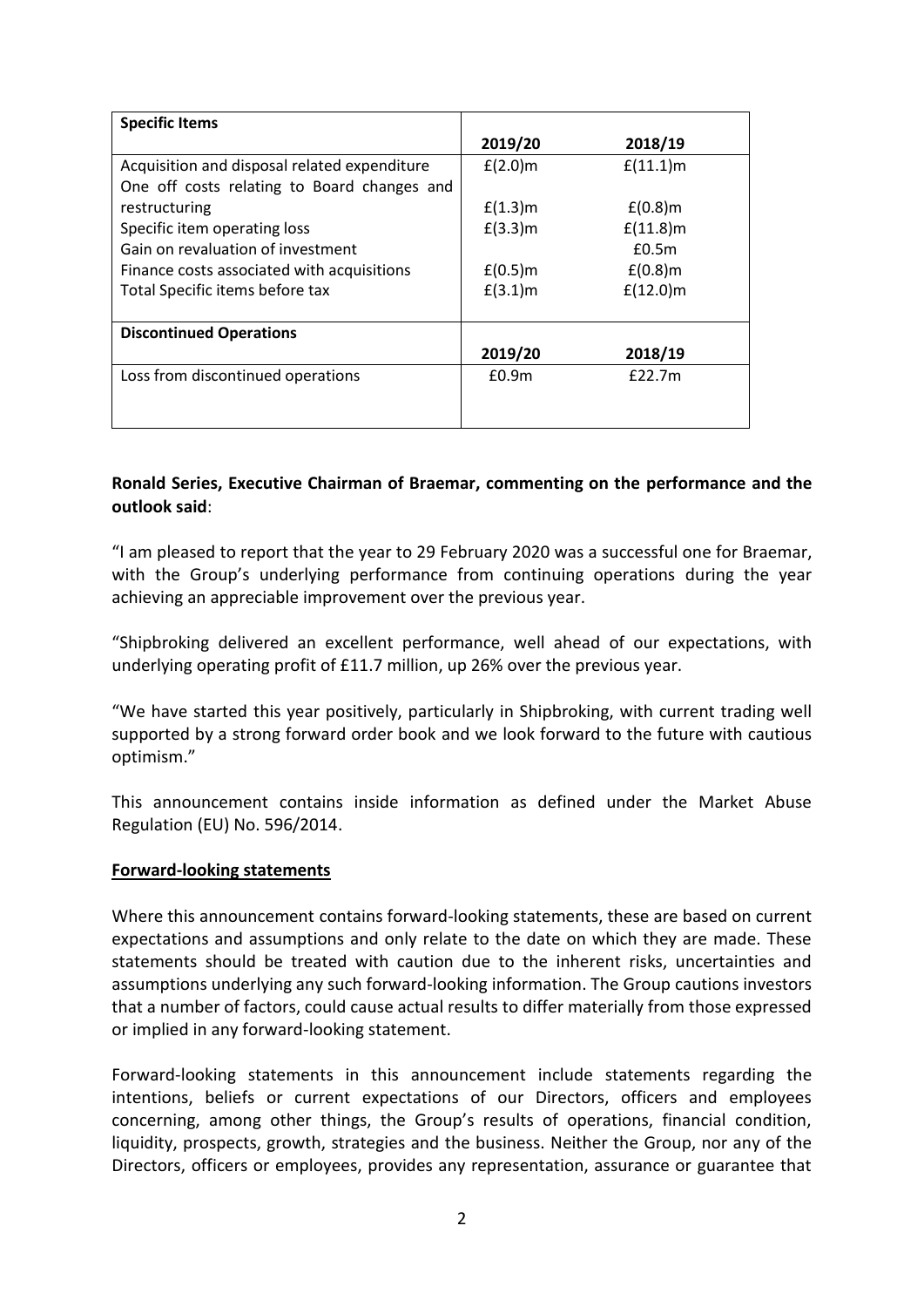| **Specific Items** | | |
|---|---|---|
| | **2019/20** | **2018/19** |
| Acquisition and disposal related expenditure | £(2.0)m | £(11.1)m |
| One off costs relating to Board changes and restructuring | £(1.3)m | £(0.8)m |
| Specific item operating loss | £(3.3)m | £(11.8)m |
| Gain on revaluation of investment | | £0.5m |
| Finance costs associated with acquisitions | £(0.5)m | £(0.8)m |
| Total Specific items before tax | £(3.1)m | £(12.0)m |

| **Discontinued Operations** | | |
|---|---|---|
| | **2019/20** | **2018/19** |
| Loss from discontinued operations | £0.9m | £22.7m |

**Ronald Series, Executive Chairman of Braemar, commenting on the performance and the outlook said**:

"I am pleased to report that the year to 29 February 2020 was a successful one for Braemar, with the Group's underlying performance from continuing operations during the year achieving an appreciable improvement over the previous year.

"Shipbroking delivered an excellent performance, well ahead of our expectations, with underlying operating profit of £11.7 million, up 26% over the previous year.

"We have started this year positively, particularly in Shipbroking, with current trading well supported by a strong forward order book and we look forward to the future with cautious optimism."

This announcement contains inside information as defined under the Market Abuse Regulation (EU) No. 596/2014.

**Forward-looking statements**

Where this announcement contains forward-looking statements, these are based on current expectations and assumptions and only relate to the date on which they are made. These statements should be treated with caution due to the inherent risks, uncertainties and assumptions underlying any such forward-looking information. The Group cautions investors that a number of factors, could cause actual results to differ materially from those expressed or implied in any forward-looking statement.

Forward-looking statements in this announcement include statements regarding the intentions, beliefs or current expectations of our Directors, officers and employees concerning, among other things, the Group's results of operations, financial condition, liquidity, prospects, growth, strategies and the business. Neither the Group, nor any of the Directors, officers or employees, provides any representation, assurance or guarantee that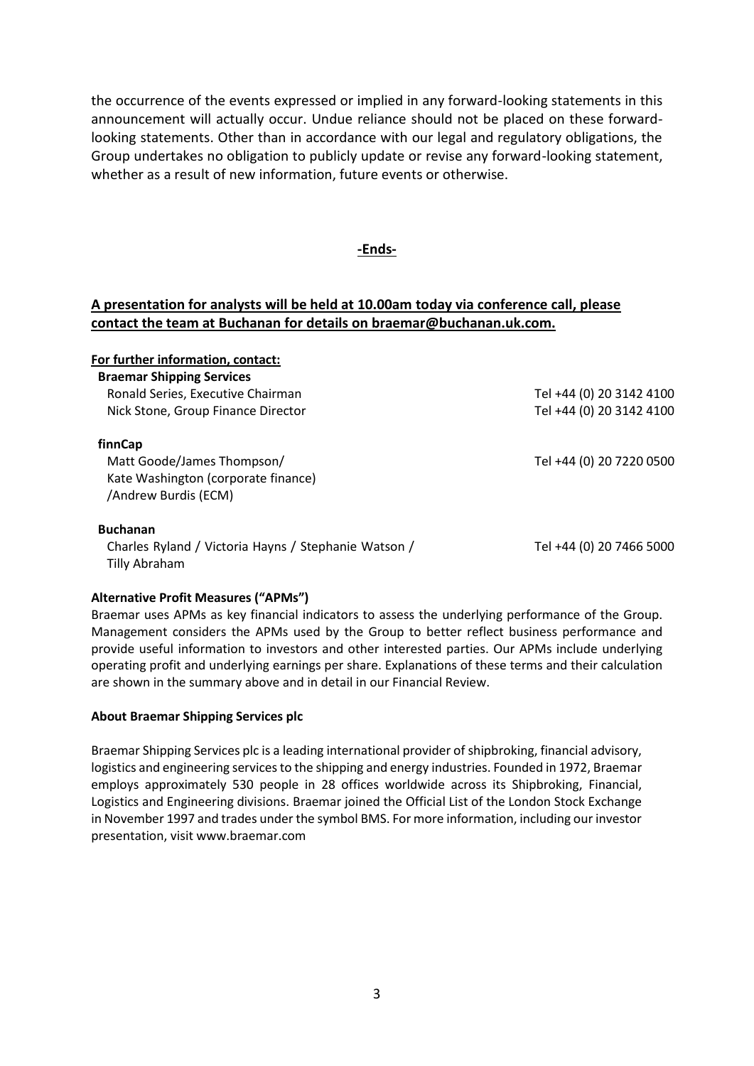the occurrence of the events expressed or implied in any forward-looking statements in this announcement will actually occur. Undue reliance should not be placed on these forward-looking statements. Other than in accordance with our legal and regulatory obligations, the Group undertakes no obligation to publicly update or revise any forward-looking statement, whether as a result of new information, future events or otherwise.

**-Ends-**

**A presentation for analysts will be held at 10.00am today via conference call, please contact the team at Buchanan for details on braemar@buchanan.uk.com.**

**For further information, contact:**

| | |
|---|---|
| **Braemar Shipping Services** | |
| Ronald Series, Executive Chairman | Tel +44 (0) 20 3142 4100 |
| Nick Stone, Group Finance Director | Tel +44 (0) 20 3142 4100 |
| **finnCap** | |
| Matt Goode/James Thompson/ Kate Washington (corporate finance) /Andrew Burdis (ECM) | Tel +44 (0) 20 7220 0500 |
| **Buchanan** | |
| Charles Ryland / Victoria Hayns / Stephanie Watson / Tilly Abraham | Tel +44 (0) 20 7466 5000 |

**Alternative Profit Measures ("APMs")**

Braemar uses APMs as key financial indicators to assess the underlying performance of the Group. Management considers the APMs used by the Group to better reflect business performance and provide useful information to investors and other interested parties. Our APMs include underlying operating profit and underlying earnings per share. Explanations of these terms and their calculation are shown in the summary above and in detail in our Financial Review.

**About Braemar Shipping Services plc**

Braemar Shipping Services plc is a leading international provider of shipbroking, financial advisory, logistics and engineering services to the shipping and energy industries. Founded in 1972, Braemar employs approximately 530 people in 28 offices worldwide across its Shipbroking, Financial, Logistics and Engineering divisions. Braemar joined the Official List of the London Stock Exchange in November 1997 and trades under the symbol BMS. For more information, including our investor presentation, visit www.braemar.com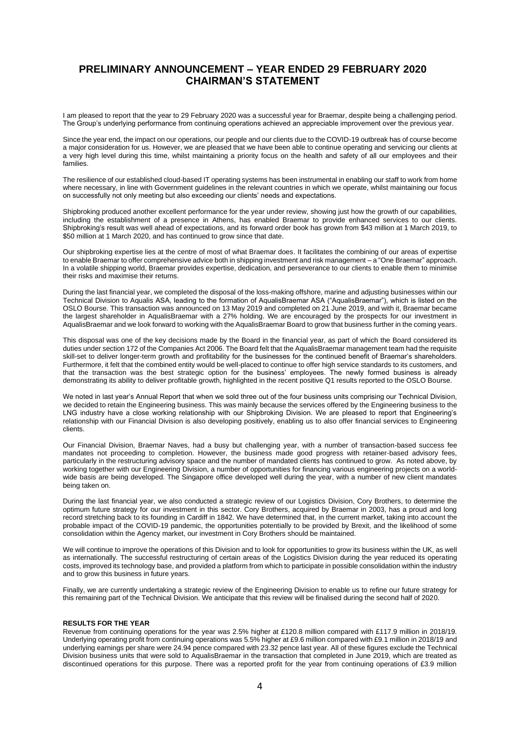# PRELIMINARY ANNOUNCEMENT – YEAR ENDED 29 FEBRUARY 2020
## CHAIRMAN'S STATEMENT

I am pleased to report that the year to 29 February 2020 was a successful year for Braemar, despite being a challenging period. The Group's underlying performance from continuing operations achieved an appreciable improvement over the previous year.

Since the year end, the impact on our operations, our people and our clients due to the COVID-19 outbreak has of course become a major consideration for us. However, we are pleased that we have been able to continue operating and servicing our clients at a very high level during this time, whilst maintaining a priority focus on the health and safety of all our employees and their families.

The resilience of our established cloud-based IT operating systems has been instrumental in enabling our staff to work from home where necessary, in line with Government guidelines in the relevant countries in which we operate, whilst maintaining our focus on successfully not only meeting but also exceeding our clients' needs and expectations.

Shipbroking produced another excellent performance for the year under review, showing just how the growth of our capabilities, including the establishment of a presence in Athens, has enabled Braemar to provide enhanced services to our clients. Shipbroking's result was well ahead of expectations, and its forward order book has grown from $43 million at 1 March 2019, to $50 million at 1 March 2020, and has continued to grow since that date.

Our shipbroking expertise lies at the centre of most of what Braemar does. It facilitates the combining of our areas of expertise to enable Braemar to offer comprehensive advice both in shipping investment and risk management – a "One Braemar" approach. In a volatile shipping world, Braemar provides expertise, dedication, and perseverance to our clients to enable them to minimise their risks and maximise their returns.

During the last financial year, we completed the disposal of the loss-making offshore, marine and adjusting businesses within our Technical Division to Aqualis ASA, leading to the formation of AqualisBraemar ASA ("AqualisBraemar"), which is listed on the OSLO Bourse. This transaction was announced on 13 May 2019 and completed on 21 June 2019, and with it, Braemar became the largest shareholder in AqualisBraemar with a 27% holding. We are encouraged by the prospects for our investment in AqualisBraemar and we look forward to working with the AqualisBraemar Board to grow that business further in the coming years.

This disposal was one of the key decisions made by the Board in the financial year, as part of which the Board considered its duties under section 172 of the Companies Act 2006. The Board felt that the AqualisBraemar management team had the requisite skill-set to deliver longer-term growth and profitability for the businesses for the continued benefit of Braemar's shareholders. Furthermore, it felt that the combined entity would be well-placed to continue to offer high service standards to its customers, and that the transaction was the best strategic option for the business' employees. The newly formed business is already demonstrating its ability to deliver profitable growth, highlighted in the recent positive Q1 results reported to the OSLO Bourse.

We noted in last year's Annual Report that when we sold three out of the four business units comprising our Technical Division, we decided to retain the Engineering business. This was mainly because the services offered by the Engineering business to the LNG industry have a close working relationship with our Shipbroking Division. We are pleased to report that Engineering's relationship with our Financial Division is also developing positively, enabling us to also offer financial services to Engineering clients.

Our Financial Division, Braemar Naves, had a busy but challenging year, with a number of transaction-based success fee mandates not proceeding to completion. However, the business made good progress with retainer-based advisory fees, particularly in the restructuring advisory space and the number of mandated clients has continued to grow. As noted above, by working together with our Engineering Division, a number of opportunities for financing various engineering projects on a world-wide basis are being developed. The Singapore office developed well during the year, with a number of new client mandates being taken on.

During the last financial year, we also conducted a strategic review of our Logistics Division, Cory Brothers, to determine the optimum future strategy for our investment in this sector. Cory Brothers, acquired by Braemar in 2003, has a proud and long record stretching back to its founding in Cardiff in 1842. We have determined that, in the current market, taking into account the probable impact of the COVID-19 pandemic, the opportunities potentially to be provided by Brexit, and the likelihood of some consolidation within the Agency market, our investment in Cory Brothers should be maintained.

We will continue to improve the operations of this Division and to look for opportunities to grow its business within the UK, as well as internationally. The successful restructuring of certain areas of the Logistics Division during the year reduced its operating costs, improved its technology base, and provided a platform from which to participate in possible consolidation within the industry and to grow this business in future years.

Finally, we are currently undertaking a strategic review of the Engineering Division to enable us to refine our future strategy for this remaining part of the Technical Division. We anticipate that this review will be finalised during the second half of 2020.

**RESULTS FOR THE YEAR**

Revenue from continuing operations for the year was 2.5% higher at £120.8 million compared with £117.9 million in 2018/19. Underlying operating profit from continuing operations was 5.5% higher at £9.6 million compared with £9.1 million in 2018/19 and underlying earnings per share were 24.94 pence compared with 23.32 pence last year. All of these figures exclude the Technical Division business units that were sold to AqualisBraemar in the transaction that completed in June 2019, which are treated as discontinued operations for this purpose. There was a reported profit for the year from continuing operations of £3.9 million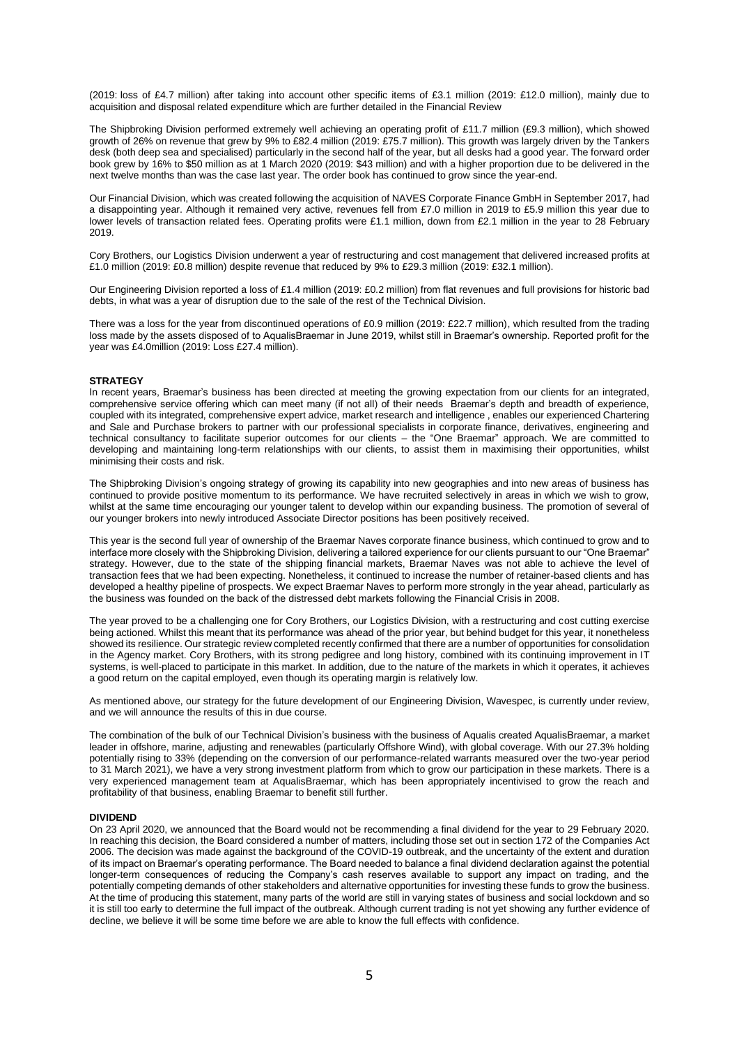(2019: loss of £4.7 million) after taking into account other specific items of £3.1 million (2019: £12.0 million), mainly due to acquisition and disposal related expenditure which are further detailed in the Financial Review

The Shipbroking Division performed extremely well achieving an operating profit of £11.7 million (£9.3 million), which showed growth of 26% on revenue that grew by 9% to £82.4 million (2019: £75.7 million). This growth was largely driven by the Tankers desk (both deep sea and specialised) particularly in the second half of the year, but all desks had a good year. The forward order book grew by 16% to $50 million as at 1 March 2020 (2019: $43 million) and with a higher proportion due to be delivered in the next twelve months than was the case last year. The order book has continued to grow since the year-end.

Our Financial Division, which was created following the acquisition of NAVES Corporate Finance GmbH in September 2017, had a disappointing year. Although it remained very active, revenues fell from £7.0 million in 2019 to £5.9 million this year due to lower levels of transaction related fees. Operating profits were £1.1 million, down from £2.1 million in the year to 28 February 2019.

Cory Brothers, our Logistics Division underwent a year of restructuring and cost management that delivered increased profits at £1.0 million (2019: £0.8 million) despite revenue that reduced by 9% to £29.3 million (2019: £32.1 million).

Our Engineering Division reported a loss of £1.4 million (2019: £0.2 million) from flat revenues and full provisions for historic bad debts, in what was a year of disruption due to the sale of the rest of the Technical Division.

There was a loss for the year from discontinued operations of £0.9 million (2019: £22.7 million), which resulted from the trading loss made by the assets disposed of to AqualisBraemar in June 2019, whilst still in Braemar's ownership. Reported profit for the year was £4.0million (2019: Loss £27.4 million).

**STRATEGY**

In recent years, Braemar's business has been directed at meeting the growing expectation from our clients for an integrated, comprehensive service offering which can meet many (if not all) of their needs Braemar's depth and breadth of experience, coupled with its integrated, comprehensive expert advice, market research and intelligence , enables our experienced Chartering and Sale and Purchase brokers to partner with our professional specialists in corporate finance, derivatives, engineering and technical consultancy to facilitate superior outcomes for our clients – the "One Braemar" approach. We are committed to developing and maintaining long-term relationships with our clients, to assist them in maximising their opportunities, whilst minimising their costs and risk.

The Shipbroking Division's ongoing strategy of growing its capability into new geographies and into new areas of business has continued to provide positive momentum to its performance. We have recruited selectively in areas in which we wish to grow, whilst at the same time encouraging our younger talent to develop within our expanding business. The promotion of several of our younger brokers into newly introduced Associate Director positions has been positively received.

This year is the second full year of ownership of the Braemar Naves corporate finance business, which continued to grow and to interface more closely with the Shipbroking Division, delivering a tailored experience for our clients pursuant to our "One Braemar" strategy. However, due to the state of the shipping financial markets, Braemar Naves was not able to achieve the level of transaction fees that we had been expecting. Nonetheless, it continued to increase the number of retainer-based clients and has developed a healthy pipeline of prospects. We expect Braemar Naves to perform more strongly in the year ahead, particularly as the business was founded on the back of the distressed debt markets following the Financial Crisis in 2008.

The year proved to be a challenging one for Cory Brothers, our Logistics Division, with a restructuring and cost cutting exercise being actioned. Whilst this meant that its performance was ahead of the prior year, but behind budget for this year, it nonetheless showed its resilience. Our strategic review completed recently confirmed that there are a number of opportunities for consolidation in the Agency market. Cory Brothers, with its strong pedigree and long history, combined with its continuing improvement in IT systems, is well-placed to participate in this market. In addition, due to the nature of the markets in which it operates, it achieves a good return on the capital employed, even though its operating margin is relatively low.

As mentioned above, our strategy for the future development of our Engineering Division, Wavespec, is currently under review, and we will announce the results of this in due course.

The combination of the bulk of our Technical Division's business with the business of Aqualis created AqualisBraemar, a market leader in offshore, marine, adjusting and renewables (particularly Offshore Wind), with global coverage. With our 27.3% holding potentially rising to 33% (depending on the conversion of our performance-related warrants measured over the two-year period to 31 March 2021), we have a very strong investment platform from which to grow our participation in these markets. There is a very experienced management team at AqualisBraemar, which has been appropriately incentivised to grow the reach and profitability of that business, enabling Braemar to benefit still further.

**DIVIDEND**

On 23 April 2020, we announced that the Board would not be recommending a final dividend for the year to 29 February 2020. In reaching this decision, the Board considered a number of matters, including those set out in section 172 of the Companies Act 2006. The decision was made against the background of the COVID-19 outbreak, and the uncertainty of the extent and duration of its impact on Braemar's operating performance. The Board needed to balance a final dividend declaration against the potential longer-term consequences of reducing the Company's cash reserves available to support any impact on trading, and the potentially competing demands of other stakeholders and alternative opportunities for investing these funds to grow the business. At the time of producing this statement, many parts of the world are still in varying states of business and social lockdown and so it is still too early to determine the full impact of the outbreak. Although current trading is not yet showing any further evidence of decline, we believe it will be some time before we are able to know the full effects with confidence.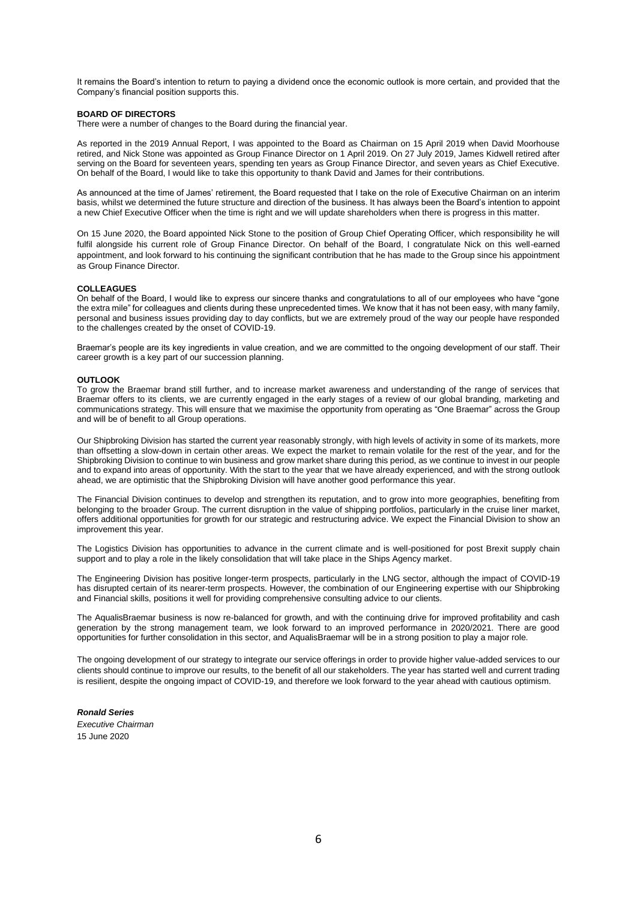It remains the Board's intention to return to paying a dividend once the economic outlook is more certain, and provided that the Company's financial position supports this.

**BOARD OF DIRECTORS**

There were a number of changes to the Board during the financial year.

As reported in the 2019 Annual Report, I was appointed to the Board as Chairman on 15 April 2019 when David Moorhouse retired, and Nick Stone was appointed as Group Finance Director on 1 April 2019. On 27 July 2019, James Kidwell retired after serving on the Board for seventeen years, spending ten years as Group Finance Director, and seven years as Chief Executive. On behalf of the Board, I would like to take this opportunity to thank David and James for their contributions.

As announced at the time of James' retirement, the Board requested that I take on the role of Executive Chairman on an interim basis, whilst we determined the future structure and direction of the business. It has always been the Board's intention to appoint a new Chief Executive Officer when the time is right and we will update shareholders when there is progress in this matter.

On 15 June 2020, the Board appointed Nick Stone to the position of Group Chief Operating Officer, which responsibility he will fulfil alongside his current role of Group Finance Director. On behalf of the Board, I congratulate Nick on this well-earned appointment, and look forward to his continuing the significant contribution that he has made to the Group since his appointment as Group Finance Director.

**COLLEAGUES**

On behalf of the Board, I would like to express our sincere thanks and congratulations to all of our employees who have "gone the extra mile" for colleagues and clients during these unprecedented times. We know that it has not been easy, with many family, personal and business issues providing day to day conflicts, but we are extremely proud of the way our people have responded to the challenges created by the onset of COVID-19.

Braemar's people are its key ingredients in value creation, and we are committed to the ongoing development of our staff. Their career growth is a key part of our succession planning.

**OUTLOOK**

To grow the Braemar brand still further, and to increase market awareness and understanding of the range of services that Braemar offers to its clients, we are currently engaged in the early stages of a review of our global branding, marketing and communications strategy. This will ensure that we maximise the opportunity from operating as "One Braemar" across the Group and will be of benefit to all Group operations.

Our Shipbroking Division has started the current year reasonably strongly, with high levels of activity in some of its markets, more than offsetting a slow-down in certain other areas. We expect the market to remain volatile for the rest of the year, and for the Shipbroking Division to continue to win business and grow market share during this period, as we continue to invest in our people and to expand into areas of opportunity. With the start to the year that we have already experienced, and with the strong outlook ahead, we are optimistic that the Shipbroking Division will have another good performance this year.

The Financial Division continues to develop and strengthen its reputation, and to grow into more geographies, benefiting from belonging to the broader Group. The current disruption in the value of shipping portfolios, particularly in the cruise liner market, offers additional opportunities for growth for our strategic and restructuring advice. We expect the Financial Division to show an improvement this year.

The Logistics Division has opportunities to advance in the current climate and is well-positioned for post Brexit supply chain support and to play a role in the likely consolidation that will take place in the Ships Agency market.

The Engineering Division has positive longer-term prospects, particularly in the LNG sector, although the impact of COVID-19 has disrupted certain of its nearer-term prospects. However, the combination of our Engineering expertise with our Shipbroking and Financial skills, positions it well for providing comprehensive consulting advice to our clients.

The AqualisBraemar business is now re-balanced for growth, and with the continuing drive for improved profitability and cash generation by the strong management team, we look forward to an improved performance in 2020/2021. There are good opportunities for further consolidation in this sector, and AqualisBraemar will be in a strong position to play a major role.

The ongoing development of our strategy to integrate our service offerings in order to provide higher value-added services to our clients should continue to improve our results, to the benefit of all our stakeholders. The year has started well and current trading is resilient, despite the ongoing impact of COVID-19, and therefore we look forward to the year ahead with cautious optimism.

***Ronald Series***
*Executive Chairman*
15 June 2020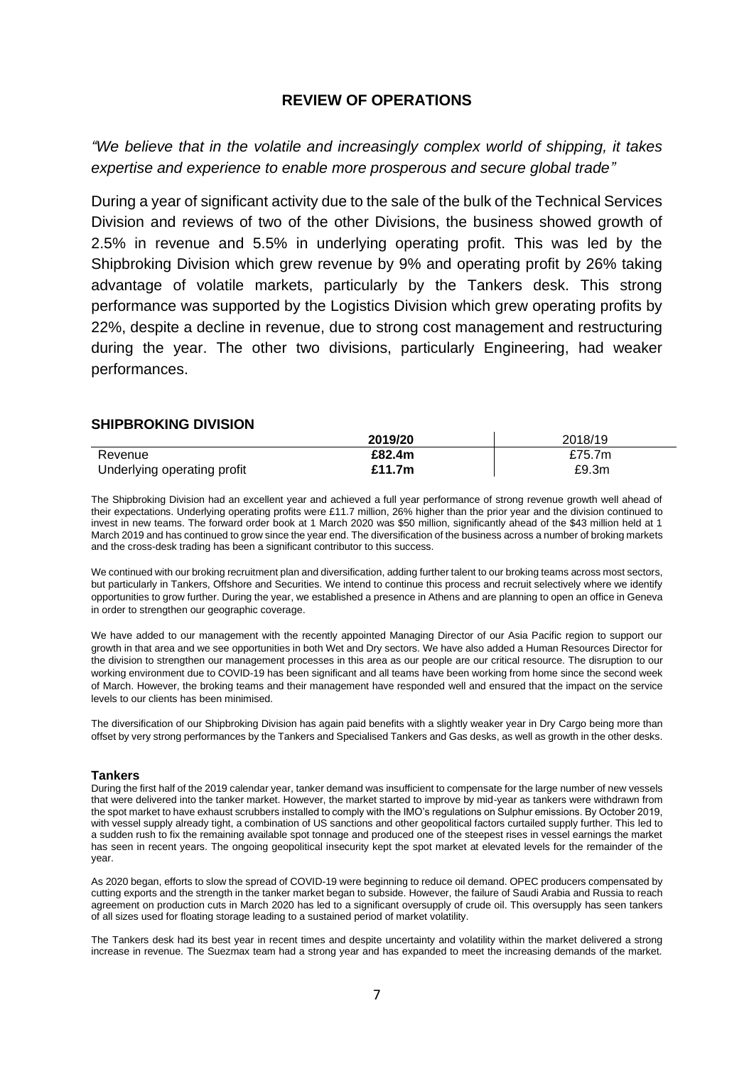## REVIEW OF OPERATIONS

*"We believe that in the volatile and increasingly complex world of shipping, it takes expertise and experience to enable more prosperous and secure global trade"*

During a year of significant activity due to the sale of the bulk of the Technical Services Division and reviews of two of the other Divisions, the business showed growth of 2.5% in revenue and 5.5% in underlying operating profit. This was led by the Shipbroking Division which grew revenue by 9% and operating profit by 26% taking advantage of volatile markets, particularly by the Tankers desk. This strong performance was supported by the Logistics Division which grew operating profits by 22%, despite a decline in revenue, due to strong cost management and restructuring during the year. The other two divisions, particularly Engineering, had weaker performances.

### SHIPBROKING DIVISION

| | **2019/20** | 2018/19 |
|---|---|---|
| Revenue | **£82.4m** | £75.7m |
| Underlying operating profit | **£11.7m** | £9.3m |

The Shipbroking Division had an excellent year and achieved a full year performance of strong revenue growth well ahead of their expectations. Underlying operating profits were £11.7 million, 26% higher than the prior year and the division continued to invest in new teams. The forward order book at 1 March 2020 was $50 million, significantly ahead of the $43 million held at 1 March 2019 and has continued to grow since the year end. The diversification of the business across a number of broking markets and the cross-desk trading has been a significant contributor to this success.

We continued with our broking recruitment plan and diversification, adding further talent to our broking teams across most sectors, but particularly in Tankers, Offshore and Securities. We intend to continue this process and recruit selectively where we identify opportunities to grow further. During the year, we established a presence in Athens and are planning to open an office in Geneva in order to strengthen our geographic coverage.

We have added to our management with the recently appointed Managing Director of our Asia Pacific region to support our growth in that area and we see opportunities in both Wet and Dry sectors. We have also added a Human Resources Director for the division to strengthen our management processes in this area as our people are our critical resource. The disruption to our working environment due to COVID-19 has been significant and all teams have been working from home since the second week of March. However, the broking teams and their management have responded well and ensured that the impact on the service levels to our clients has been minimised.

The diversification of our Shipbroking Division has again paid benefits with a slightly weaker year in Dry Cargo being more than offset by very strong performances by the Tankers and Specialised Tankers and Gas desks, as well as growth in the other desks.

#### Tankers

During the first half of the 2019 calendar year, tanker demand was insufficient to compensate for the large number of new vessels that were delivered into the tanker market. However, the market started to improve by mid-year as tankers were withdrawn from the spot market to have exhaust scrubbers installed to comply with the IMO's regulations on Sulphur emissions. By October 2019, with vessel supply already tight, a combination of US sanctions and other geopolitical factors curtailed supply further. This led to a sudden rush to fix the remaining available spot tonnage and produced one of the steepest rises in vessel earnings the market has seen in recent years. The ongoing geopolitical insecurity kept the spot market at elevated levels for the remainder of the year.

As 2020 began, efforts to slow the spread of COVID-19 were beginning to reduce oil demand. OPEC producers compensated by cutting exports and the strength in the tanker market began to subside. However, the failure of Saudi Arabia and Russia to reach agreement on production cuts in March 2020 has led to a significant oversupply of crude oil. This oversupply has seen tankers of all sizes used for floating storage leading to a sustained period of market volatility.

The Tankers desk had its best year in recent times and despite uncertainty and volatility within the market delivered a strong increase in revenue. The Suezmax team had a strong year and has expanded to meet the increasing demands of the market.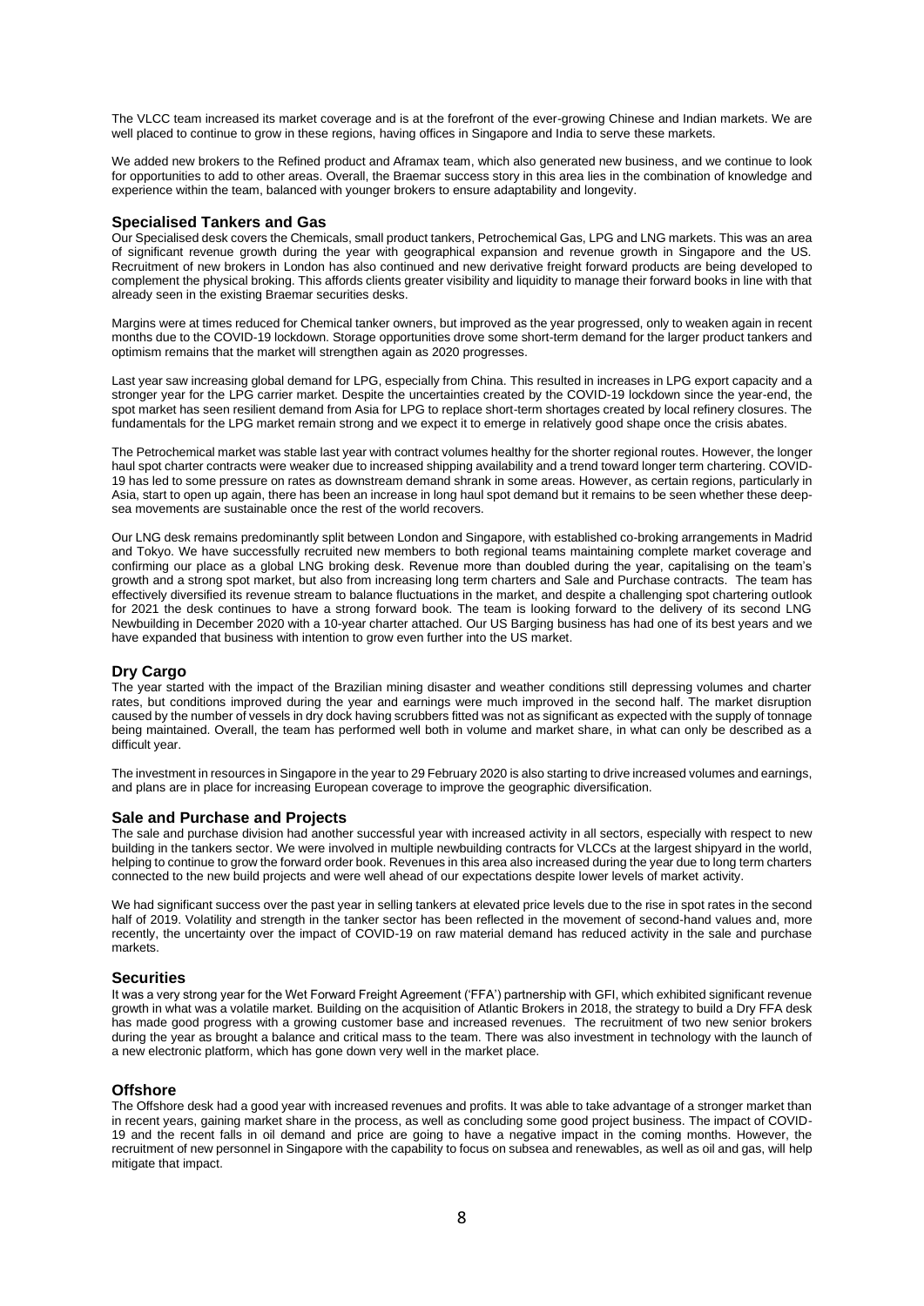The VLCC team increased its market coverage and is at the forefront of the ever-growing Chinese and Indian markets. We are well placed to continue to grow in these regions, having offices in Singapore and India to serve these markets.

We added new brokers to the Refined product and Aframax team, which also generated new business, and we continue to look for opportunities to add to other areas. Overall, the Braemar success story in this area lies in the combination of knowledge and experience within the team, balanced with younger brokers to ensure adaptability and longevity.

## Specialised Tankers and Gas

Our Specialised desk covers the Chemicals, small product tankers, Petrochemical Gas, LPG and LNG markets. This was an area of significant revenue growth during the year with geographical expansion and revenue growth in Singapore and the US. Recruitment of new brokers in London has also continued and new derivative freight forward products are being developed to complement the physical broking. This affords clients greater visibility and liquidity to manage their forward books in line with that already seen in the existing Braemar securities desks.

Margins were at times reduced for Chemical tanker owners, but improved as the year progressed, only to weaken again in recent months due to the COVID-19 lockdown. Storage opportunities drove some short-term demand for the larger product tankers and optimism remains that the market will strengthen again as 2020 progresses.

Last year saw increasing global demand for LPG, especially from China. This resulted in increases in LPG export capacity and a stronger year for the LPG carrier market. Despite the uncertainties created by the COVID-19 lockdown since the year-end, the spot market has seen resilient demand from Asia for LPG to replace short-term shortages created by local refinery closures. The fundamentals for the LPG market remain strong and we expect it to emerge in relatively good shape once the crisis abates.

The Petrochemical market was stable last year with contract volumes healthy for the shorter regional routes. However, the longer haul spot charter contracts were weaker due to increased shipping availability and a trend toward longer term chartering. COVID-19 has led to some pressure on rates as downstream demand shrank in some areas. However, as certain regions, particularly in Asia, start to open up again, there has been an increase in long haul spot demand but it remains to be seen whether these deep-sea movements are sustainable once the rest of the world recovers.

Our LNG desk remains predominantly split between London and Singapore, with established co-broking arrangements in Madrid and Tokyo. We have successfully recruited new members to both regional teams maintaining complete market coverage and confirming our place as a global LNG broking desk. Revenue more than doubled during the year, capitalising on the team's growth and a strong spot market, but also from increasing long term charters and Sale and Purchase contracts. The team has effectively diversified its revenue stream to balance fluctuations in the market, and despite a challenging spot chartering outlook for 2021 the desk continues to have a strong forward book. The team is looking forward to the delivery of its second LNG Newbuilding in December 2020 with a 10-year charter attached. Our US Barging business has had one of its best years and we have expanded that business with intention to grow even further into the US market.

## Dry Cargo

The year started with the impact of the Brazilian mining disaster and weather conditions still depressing volumes and charter rates, but conditions improved during the year and earnings were much improved in the second half. The market disruption caused by the number of vessels in dry dock having scrubbers fitted was not as significant as expected with the supply of tonnage being maintained. Overall, the team has performed well both in volume and market share, in what can only be described as a difficult year.

The investment in resources in Singapore in the year to 29 February 2020 is also starting to drive increased volumes and earnings, and plans are in place for increasing European coverage to improve the geographic diversification.

## Sale and Purchase and Projects

The sale and purchase division had another successful year with increased activity in all sectors, especially with respect to new building in the tankers sector. We were involved in multiple newbuilding contracts for VLCCs at the largest shipyard in the world, helping to continue to grow the forward order book. Revenues in this area also increased during the year due to long term charters connected to the new build projects and were well ahead of our expectations despite lower levels of market activity.

We had significant success over the past year in selling tankers at elevated price levels due to the rise in spot rates in the second half of 2019. Volatility and strength in the tanker sector has been reflected in the movement of second-hand values and, more recently, the uncertainty over the impact of COVID-19 on raw material demand has reduced activity in the sale and purchase markets.

## Securities

It was a very strong year for the Wet Forward Freight Agreement ('FFA') partnership with GFI, which exhibited significant revenue growth in what was a volatile market. Building on the acquisition of Atlantic Brokers in 2018, the strategy to build a Dry FFA desk has made good progress with a growing customer base and increased revenues. The recruitment of two new senior brokers during the year as brought a balance and critical mass to the team. There was also investment in technology with the launch of a new electronic platform, which has gone down very well in the market place.

## Offshore

The Offshore desk had a good year with increased revenues and profits. It was able to take advantage of a stronger market than in recent years, gaining market share in the process, as well as concluding some good project business. The impact of COVID-19 and the recent falls in oil demand and price are going to have a negative impact in the coming months. However, the recruitment of new personnel in Singapore with the capability to focus on subsea and renewables, as well as oil and gas, will help mitigate that impact.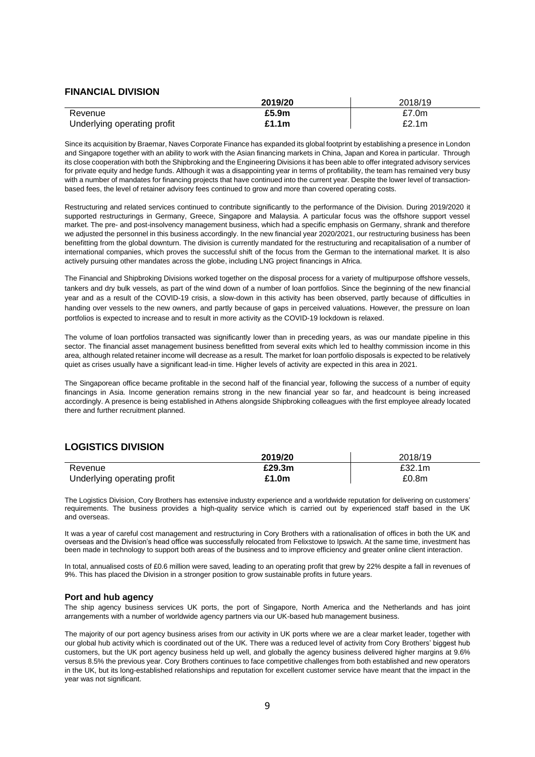## FINANCIAL DIVISION

| | **2019/20** | 2018/19 |
|---|---|---|
| Revenue | **£5.9m** | £7.0m |
| Underlying operating profit | **£1.1m** | £2.1m |

Since its acquisition by Braemar, Naves Corporate Finance has expanded its global footprint by establishing a presence in London and Singapore together with an ability to work with the Asian financing markets in China, Japan and Korea in particular. Through its close cooperation with both the Shipbroking and the Engineering Divisions it has been able to offer integrated advisory services for private equity and hedge funds. Although it was a disappointing year in terms of profitability, the team has remained very busy with a number of mandates for financing projects that have continued into the current year. Despite the lower level of transaction-based fees, the level of retainer advisory fees continued to grow and more than covered operating costs.

Restructuring and related services continued to contribute significantly to the performance of the Division. During 2019/2020 it supported restructurings in Germany, Greece, Singapore and Malaysia. A particular focus was the offshore support vessel market. The pre- and post-insolvency management business, which had a specific emphasis on Germany, shrank and therefore we adjusted the personnel in this business accordingly. In the new financial year 2020/2021, our restructuring business has been benefitting from the global downturn. The division is currently mandated for the restructuring and recapitalisation of a number of international companies, which proves the successful shift of the focus from the German to the international market. It is also actively pursuing other mandates across the globe, including LNG project financings in Africa.

The Financial and Shipbroking Divisions worked together on the disposal process for a variety of multipurpose offshore vessels, tankers and dry bulk vessels, as part of the wind down of a number of loan portfolios. Since the beginning of the new financial year and as a result of the COVID-19 crisis, a slow-down in this activity has been observed, partly because of difficulties in handing over vessels to the new owners, and partly because of gaps in perceived valuations. However, the pressure on loan portfolios is expected to increase and to result in more activity as the COVID-19 lockdown is relaxed.

The volume of loan portfolios transacted was significantly lower than in preceding years, as was our mandate pipeline in this sector. The financial asset management business benefitted from several exits which led to healthy commission income in this area, although related retainer income will decrease as a result. The market for loan portfolio disposals is expected to be relatively quiet as crises usually have a significant lead-in time. Higher levels of activity are expected in this area in 2021.

The Singaporean office became profitable in the second half of the financial year, following the success of a number of equity financings in Asia. Income generation remains strong in the new financial year so far, and headcount is being increased accordingly. A presence is being established in Athens alongside Shipbroking colleagues with the first employee already located there and further recruitment planned.

## LOGISTICS DIVISION

| | **2019/20** | 2018/19 |
|---|---|---|
| Revenue | **£29.3m** | £32.1m |
| Underlying operating profit | **£1.0m** | £0.8m |

The Logistics Division, Cory Brothers has extensive industry experience and a worldwide reputation for delivering on customers' requirements. The business provides a high-quality service which is carried out by experienced staff based in the UK and overseas.

It was a year of careful cost management and restructuring in Cory Brothers with a rationalisation of offices in both the UK and overseas and the Division's head office was successfully relocated from Felixstowe to Ipswich. At the same time, investment has been made in technology to support both areas of the business and to improve efficiency and greater online client interaction.

In total, annualised costs of £0.6 million were saved, leading to an operating profit that grew by 22% despite a fall in revenues of 9%. This has placed the Division in a stronger position to grow sustainable profits in future years.

### Port and hub agency

The ship agency business services UK ports, the port of Singapore, North America and the Netherlands and has joint arrangements with a number of worldwide agency partners via our UK-based hub management business.

The majority of our port agency business arises from our activity in UK ports where we are a clear market leader, together with our global hub activity which is coordinated out of the UK. There was a reduced level of activity from Cory Brothers' biggest hub customers, but the UK port agency business held up well, and globally the agency business delivered higher margins at 9.6% versus 8.5% the previous year. Cory Brothers continues to face competitive challenges from both established and new operators in the UK, but its long-established relationships and reputation for excellent customer service have meant that the impact in the year was not significant.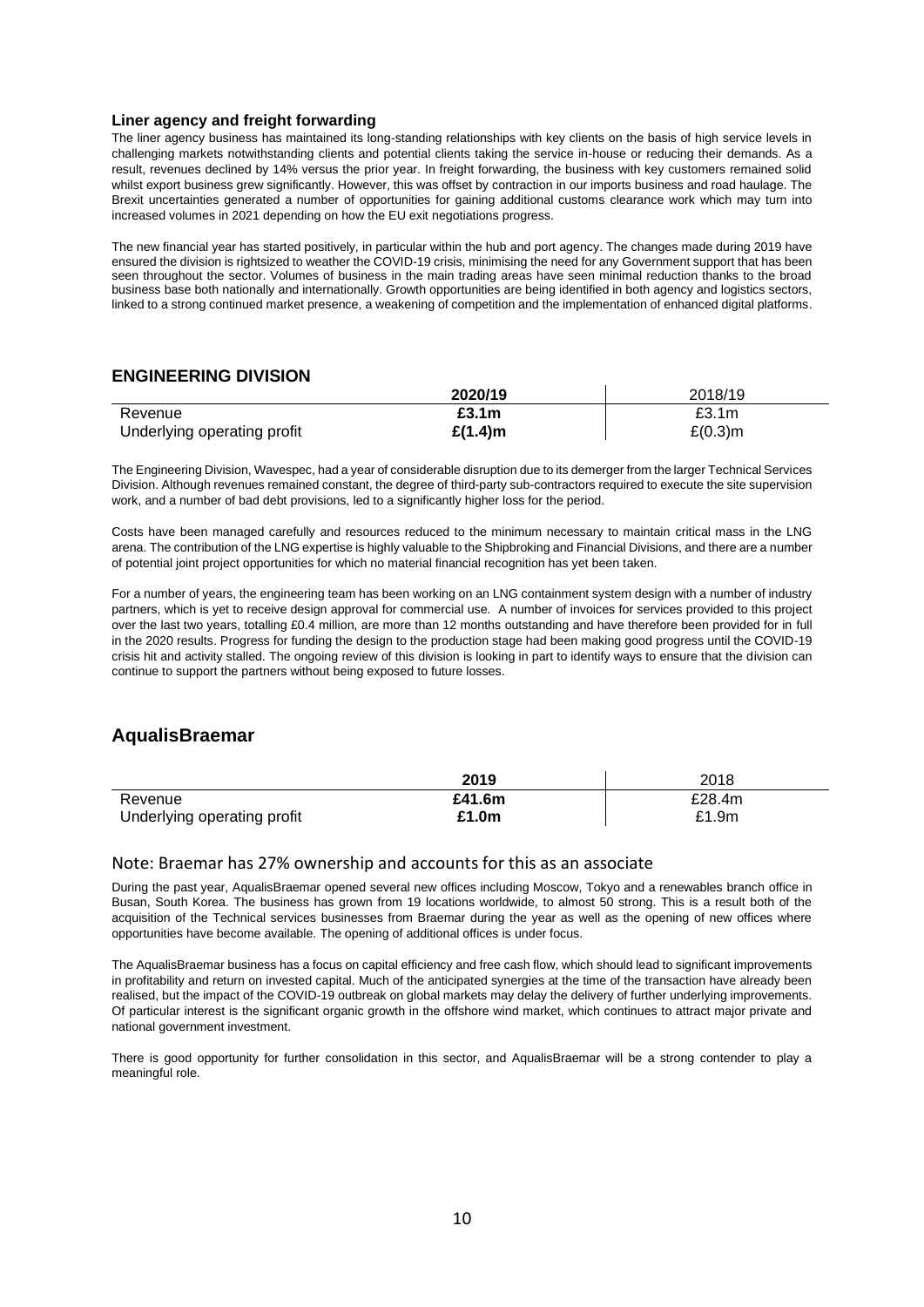### Liner agency and freight forwarding

The liner agency business has maintained its long-standing relationships with key clients on the basis of high service levels in challenging markets notwithstanding clients and potential clients taking the service in-house or reducing their demands. As a result, revenues declined by 14% versus the prior year. In freight forwarding, the business with key customers remained solid whilst export business grew significantly. However, this was offset by contraction in our imports business and road haulage. The Brexit uncertainties generated a number of opportunities for gaining additional customs clearance work which may turn into increased volumes in 2021 depending on how the EU exit negotiations progress.

The new financial year has started positively, in particular within the hub and port agency. The changes made during 2019 have ensured the division is rightsized to weather the COVID-19 crisis, minimising the need for any Government support that has been seen throughout the sector. Volumes of business in the main trading areas have seen minimal reduction thanks to the broad business base both nationally and internationally. Growth opportunities are being identified in both agency and logistics sectors, linked to a strong continued market presence, a weakening of competition and the implementation of enhanced digital platforms.

## ENGINEERING DIVISION

| | **2020/19** | 2018/19 |
|---|---|---|
| Revenue | **£3.1m** | £3.1m |
| Underlying operating profit | **£(1.4)m** | £(0.3)m |

The Engineering Division, Wavespec, had a year of considerable disruption due to its demerger from the larger Technical Services Division. Although revenues remained constant, the degree of third-party sub-contractors required to execute the site supervision work, and a number of bad debt provisions, led to a significantly higher loss for the period.

Costs have been managed carefully and resources reduced to the minimum necessary to maintain critical mass in the LNG arena. The contribution of the LNG expertise is highly valuable to the Shipbroking and Financial Divisions, and there are a number of potential joint project opportunities for which no material financial recognition has yet been taken.

For a number of years, the engineering team has been working on an LNG containment system design with a number of industry partners, which is yet to receive design approval for commercial use. A number of invoices for services provided to this project over the last two years, totalling £0.4 million, are more than 12 months outstanding and have therefore been provided for in full in the 2020 results. Progress for funding the design to the production stage had been making good progress until the COVID-19 crisis hit and activity stalled. The ongoing review of this division is looking in part to identify ways to ensure that the division can continue to support the partners without being exposed to future losses.

## AqualisBraemar

| | **2019** | 2018 |
|---|---|---|
| Revenue | **£41.6m** | £28.4m |
| Underlying operating profit | **£1.0m** | £1.9m |

Note: Braemar has 27% ownership and accounts for this as an associate

During the past year, AqualisBraemar opened several new offices including Moscow, Tokyo and a renewables branch office in Busan, South Korea. The business has grown from 19 locations worldwide, to almost 50 strong. This is a result both of the acquisition of the Technical services businesses from Braemar during the year as well as the opening of new offices where opportunities have become available. The opening of additional offices is under focus.

The AqualisBraemar business has a focus on capital efficiency and free cash flow, which should lead to significant improvements in profitability and return on invested capital. Much of the anticipated synergies at the time of the transaction have already been realised, but the impact of the COVID-19 outbreak on global markets may delay the delivery of further underlying improvements. Of particular interest is the significant organic growth in the offshore wind market, which continues to attract major private and national government investment.

There is good opportunity for further consolidation in this sector, and AqualisBraemar will be a strong contender to play a meaningful role.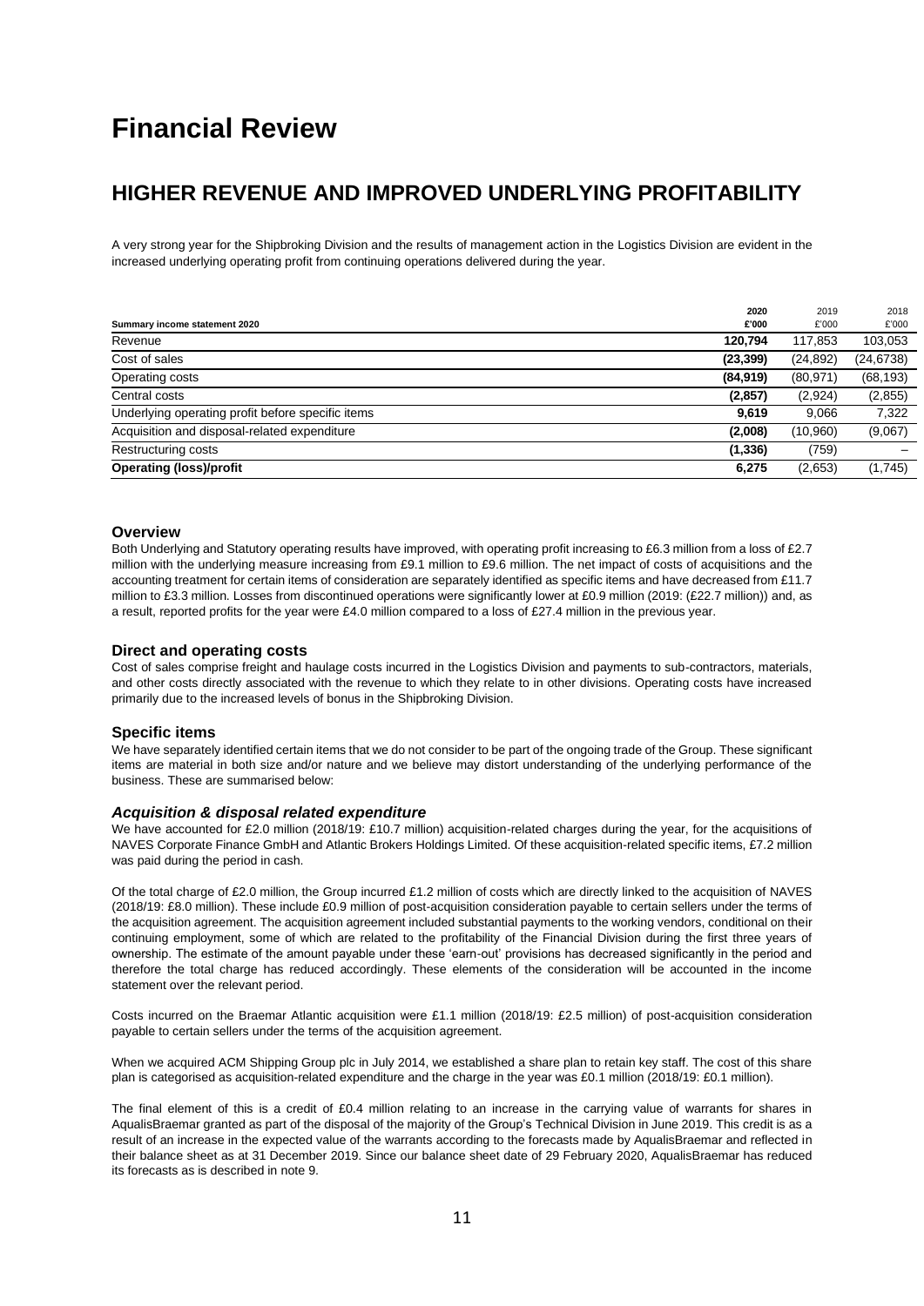# Financial Review

## HIGHER REVENUE AND IMPROVED UNDERLYING PROFITABILITY

A very strong year for the Shipbroking Division and the results of management action in the Logistics Division are evident in the increased underlying operating profit from continuing operations delivered during the year.

| Summary income statement 2020 | 2020 £'000 | 2019 £'000 | 2018 £'000 |
|---|---|---|---|
| Revenue | **120,794** | 117,853 | 103,053 |
| Cost of sales | **(23,399)** | (24,892) | (24,6738) |
| Operating costs | **(84,919)** | (80,971) | (68,193) |
| Central costs | **(2,857)** | (2,924) | (2,855) |
| Underlying operating profit before specific items | **9,619** | 9,066 | 7,322 |
| Acquisition and disposal-related expenditure | **(2,008)** | (10,960) | (9,067) |
| Restructuring costs | **(1,336)** | (759) | – |
| **Operating (loss)/profit** | **6,275** | (2,653) | (1,745) |

### Overview

Both Underlying and Statutory operating results have improved, with operating profit increasing to £6.3 million from a loss of £2.7 million with the underlying measure increasing from £9.1 million to £9.6 million. The net impact of costs of acquisitions and the accounting treatment for certain items of consideration are separately identified as specific items and have decreased from £11.7 million to £3.3 million. Losses from discontinued operations were significantly lower at £0.9 million (2019: (£22.7 million)) and, as a result, reported profits for the year were £4.0 million compared to a loss of £27.4 million in the previous year.

### Direct and operating costs

Cost of sales comprise freight and haulage costs incurred in the Logistics Division and payments to sub-contractors, materials, and other costs directly associated with the revenue to which they relate to in other divisions. Operating costs have increased primarily due to the increased levels of bonus in the Shipbroking Division.

### Specific items

We have separately identified certain items that we do not consider to be part of the ongoing trade of the Group. These significant items are material in both size and/or nature and we believe may distort understanding of the underlying performance of the business. These are summarised below:

### *Acquisition & disposal related expenditure*

We have accounted for £2.0 million (2018/19: £10.7 million) acquisition-related charges during the year, for the acquisitions of NAVES Corporate Finance GmbH and Atlantic Brokers Holdings Limited. Of these acquisition-related specific items, £7.2 million was paid during the period in cash.

Of the total charge of £2.0 million, the Group incurred £1.2 million of costs which are directly linked to the acquisition of NAVES (2018/19: £8.0 million). These include £0.9 million of post-acquisition consideration payable to certain sellers under the terms of the acquisition agreement. The acquisition agreement included substantial payments to the working vendors, conditional on their continuing employment, some of which are related to the profitability of the Financial Division during the first three years of ownership. The estimate of the amount payable under these 'earn-out' provisions has decreased significantly in the period and therefore the total charge has reduced accordingly. These elements of the consideration will be accounted in the income statement over the relevant period.

Costs incurred on the Braemar Atlantic acquisition were £1.1 million (2018/19: £2.5 million) of post-acquisition consideration payable to certain sellers under the terms of the acquisition agreement.

When we acquired ACM Shipping Group plc in July 2014, we established a share plan to retain key staff. The cost of this share plan is categorised as acquisition-related expenditure and the charge in the year was £0.1 million (2018/19: £0.1 million).

The final element of this is a credit of £0.4 million relating to an increase in the carrying value of warrants for shares in AqualisBraemar granted as part of the disposal of the majority of the Group's Technical Division in June 2019. This credit is as a result of an increase in the expected value of the warrants according to the forecasts made by AqualisBraemar and reflected in their balance sheet as at 31 December 2019. Since our balance sheet date of 29 February 2020, AqualisBraemar has reduced its forecasts as is described in note 9.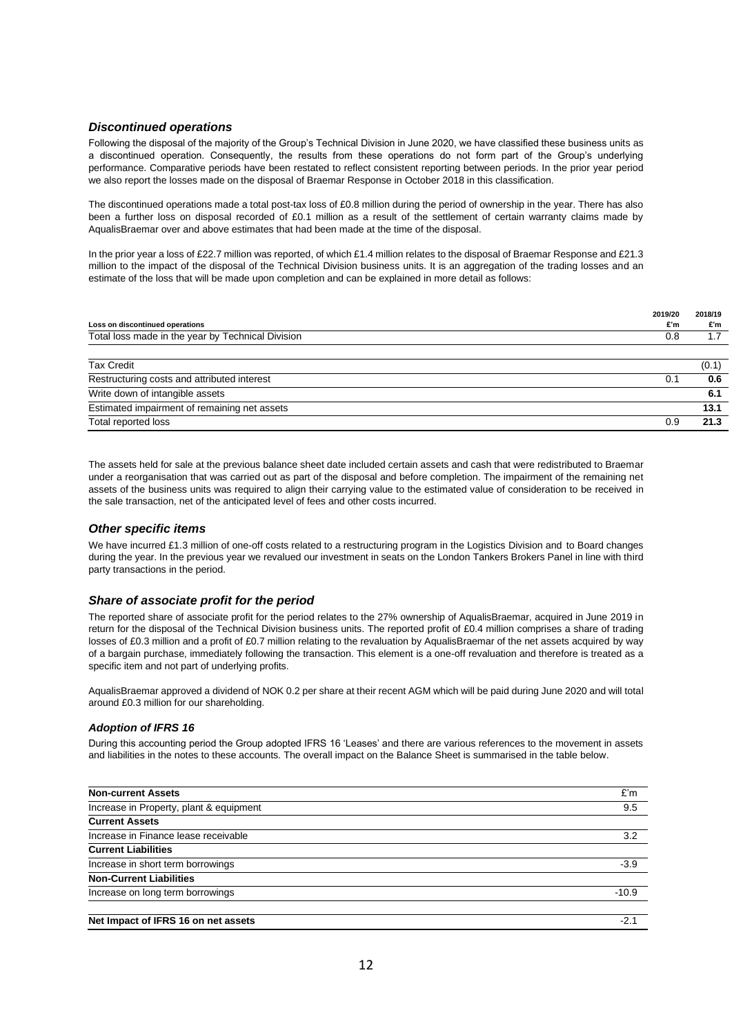### *Discontinued operations*

Following the disposal of the majority of the Group's Technical Division in June 2020, we have classified these business units as a discontinued operation. Consequently, the results from these operations do not form part of the Group's underlying performance. Comparative periods have been restated to reflect consistent reporting between periods. In the prior year period we also report the losses made on the disposal of Braemar Response in October 2018 in this classification.

The discontinued operations made a total post-tax loss of £0.8 million during the period of ownership in the year. There has also been a further loss on disposal recorded of £0.1 million as a result of the settlement of certain warranty claims made by AqualisBraemar over and above estimates that had been made at the time of the disposal.

In the prior year a loss of £22.7 million was reported, of which £1.4 million relates to the disposal of Braemar Response and £21.3 million to the impact of the disposal of the Technical Division business units. It is an aggregation of the trading losses and an estimate of the loss that will be made upon completion and can be explained in more detail as follows:

| Loss on discontinued operations | 2019/20 £'m | 2018/19 £'m |
|---|---|---|
| Total loss made in the year by Technical Division | 0.8 | 1.7 |
| | | |
| Tax Credit | | (0.1) |
| Restructuring costs and attributed interest | 0.1 | **0.6** |
| Write down of intangible assets | | **6.1** |
| Estimated impairment of remaining net assets | | **13.1** |
| Total reported loss | 0.9 | **21.3** |

The assets held for sale at the previous balance sheet date included certain assets and cash that were redistributed to Braemar under a reorganisation that was carried out as part of the disposal and before completion. The impairment of the remaining net assets of the business units was required to align their carrying value to the estimated value of consideration to be received in the sale transaction, net of the anticipated level of fees and other costs incurred.

### *Other specific items*

We have incurred £1.3 million of one-off costs related to a restructuring program in the Logistics Division and to Board changes during the year. In the previous year we revalued our investment in seats on the London Tankers Brokers Panel in line with third party transactions in the period.

### *Share of associate profit for the period*

The reported share of associate profit for the period relates to the 27% ownership of AqualisBraemar, acquired in June 2019 in return for the disposal of the Technical Division business units. The reported profit of £0.4 million comprises a share of trading losses of £0.3 million and a profit of £0.7 million relating to the revaluation by AqualisBraemar of the net assets acquired by way of a bargain purchase, immediately following the transaction. This element is a one-off revaluation and therefore is treated as a specific item and not part of underlying profits.

AqualisBraemar approved a dividend of NOK 0.2 per share at their recent AGM which will be paid during June 2020 and will total around £0.3 million for our shareholding.

### *Adoption of IFRS 16*

During this accounting period the Group adopted IFRS 16 'Leases' and there are various references to the movement in assets and liabilities in the notes to these accounts. The overall impact on the Balance Sheet is summarised in the table below.

| **Non-current Assets** | £'m |
|---|---|
| Increase in Property, plant & equipment | 9.5 |
| **Current Assets** | |
| Increase in Finance lease receivable | 3.2 |
| **Current Liabilities** | |
| Increase in short term borrowings | -3.9 |
| **Non-Current Liabilities** | |
| Increase on long term borrowings | -10.9 |
| | |
| **Net Impact of IFRS 16 on net assets** | -2.1 |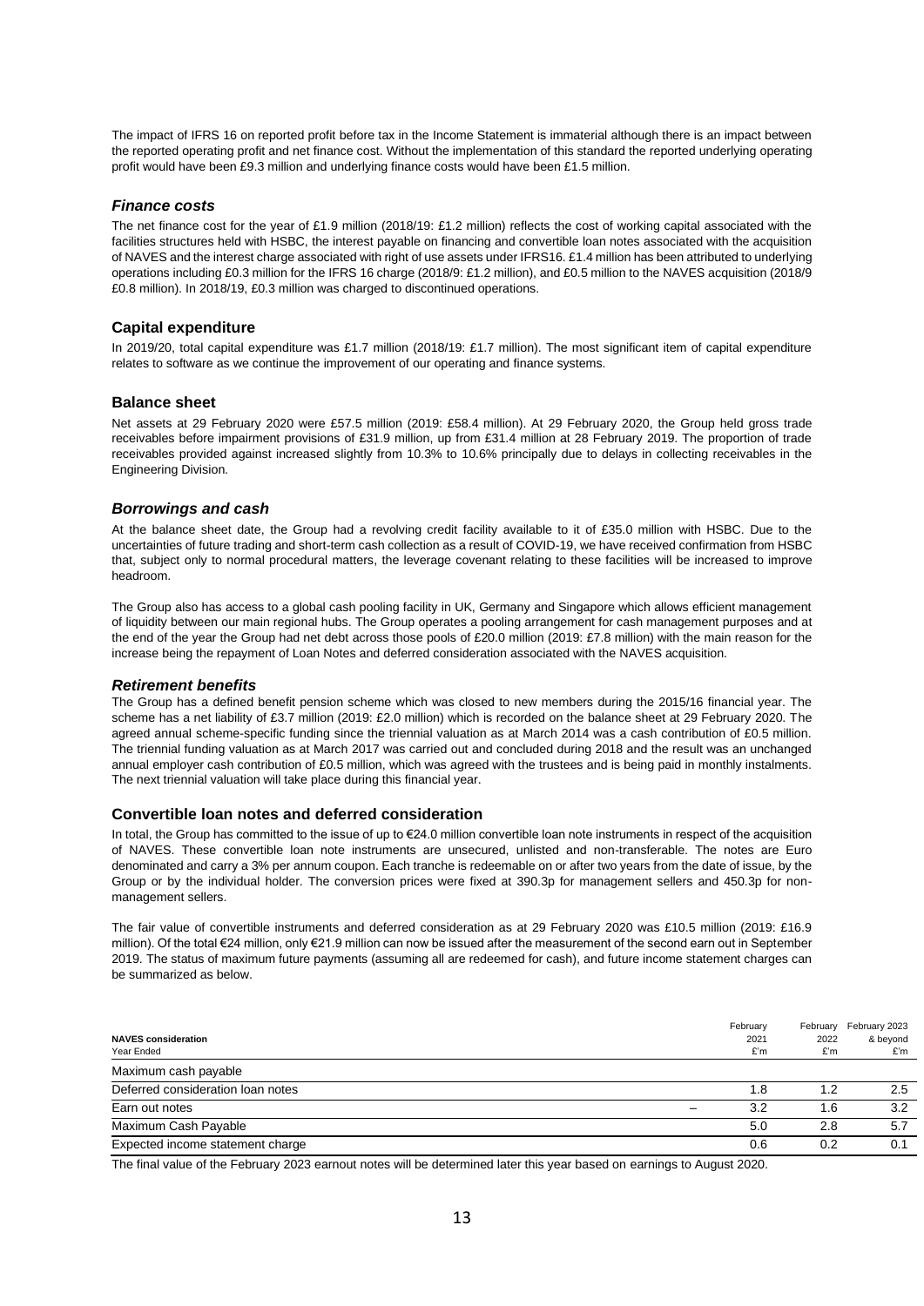The impact of IFRS 16 on reported profit before tax in the Income Statement is immaterial although there is an impact between the reported operating profit and net finance cost. Without the implementation of this standard the reported underlying operating profit would have been £9.3 million and underlying finance costs would have been £1.5 million.

### *Finance costs*

The net finance cost for the year of £1.9 million (2018/19: £1.2 million) reflects the cost of working capital associated with the facilities structures held with HSBC, the interest payable on financing and convertible loan notes associated with the acquisition of NAVES and the interest charge associated with right of use assets under IFRS16. £1.4 million has been attributed to underlying operations including £0.3 million for the IFRS 16 charge (2018/9: £1.2 million), and £0.5 million to the NAVES acquisition (2018/9 £0.8 million). In 2018/19, £0.3 million was charged to discontinued operations.

### Capital expenditure

In 2019/20, total capital expenditure was £1.7 million (2018/19: £1.7 million). The most significant item of capital expenditure relates to software as we continue the improvement of our operating and finance systems.

### Balance sheet

Net assets at 29 February 2020 were £57.5 million (2019: £58.4 million). At 29 February 2020, the Group held gross trade receivables before impairment provisions of £31.9 million, up from £31.4 million at 28 February 2019. The proportion of trade receivables provided against increased slightly from 10.3% to 10.6% principally due to delays in collecting receivables in the Engineering Division.

### *Borrowings and cash*

At the balance sheet date, the Group had a revolving credit facility available to it of £35.0 million with HSBC. Due to the uncertainties of future trading and short-term cash collection as a result of COVID-19, we have received confirmation from HSBC that, subject only to normal procedural matters, the leverage covenant relating to these facilities will be increased to improve headroom.

The Group also has access to a global cash pooling facility in UK, Germany and Singapore which allows efficient management of liquidity between our main regional hubs. The Group operates a pooling arrangement for cash management purposes and at the end of the year the Group had net debt across those pools of £20.0 million (2019: £7.8 million) with the main reason for the increase being the repayment of Loan Notes and deferred consideration associated with the NAVES acquisition.

### *Retirement benefits*

The Group has a defined benefit pension scheme which was closed to new members during the 2015/16 financial year. The scheme has a net liability of £3.7 million (2019: £2.0 million) which is recorded on the balance sheet at 29 February 2020. The agreed annual scheme-specific funding since the triennial valuation as at March 2014 was a cash contribution of £0.5 million. The triennial funding valuation as at March 2017 was carried out and concluded during 2018 and the result was an unchanged annual employer cash contribution of £0.5 million, which was agreed with the trustees and is being paid in monthly instalments. The next triennial valuation will take place during this financial year.

### Convertible loan notes and deferred consideration

In total, the Group has committed to the issue of up to €24.0 million convertible loan note instruments in respect of the acquisition of NAVES. These convertible loan note instruments are unsecured, unlisted and non-transferable. The notes are Euro denominated and carry a 3% per annum coupon. Each tranche is redeemable on or after two years from the date of issue, by the Group or by the individual holder. The conversion prices were fixed at 390.3p for management sellers and 450.3p for non-management sellers.

The fair value of convertible instruments and deferred consideration as at 29 February 2020 was £10.5 million (2019: £16.9 million). Of the total €24 million, only €21.9 million can now be issued after the measurement of the second earn out in September 2019. The status of maximum future payments (assuming all are redeemed for cash), and future income statement charges can be summarized as below.

| **NAVES consideration**<br>Year Ended | February 2021<br>£'m | February 2022<br>£'m | February 2023 & beyond<br>£'m |
|---|---|---|---|
| Maximum cash payable | | | |
| Deferred consideration loan notes | 1.8 | 1.2 | 2.5 |
| Earn out notes | 3.2 | 1.6 | 3.2 |
| Maximum Cash Payable | 5.0 | 2.8 | 5.7 |
| Expected income statement charge | 0.6 | 0.2 | 0.1 |

The final value of the February 2023 earnout notes will be determined later this year based on earnings to August 2020.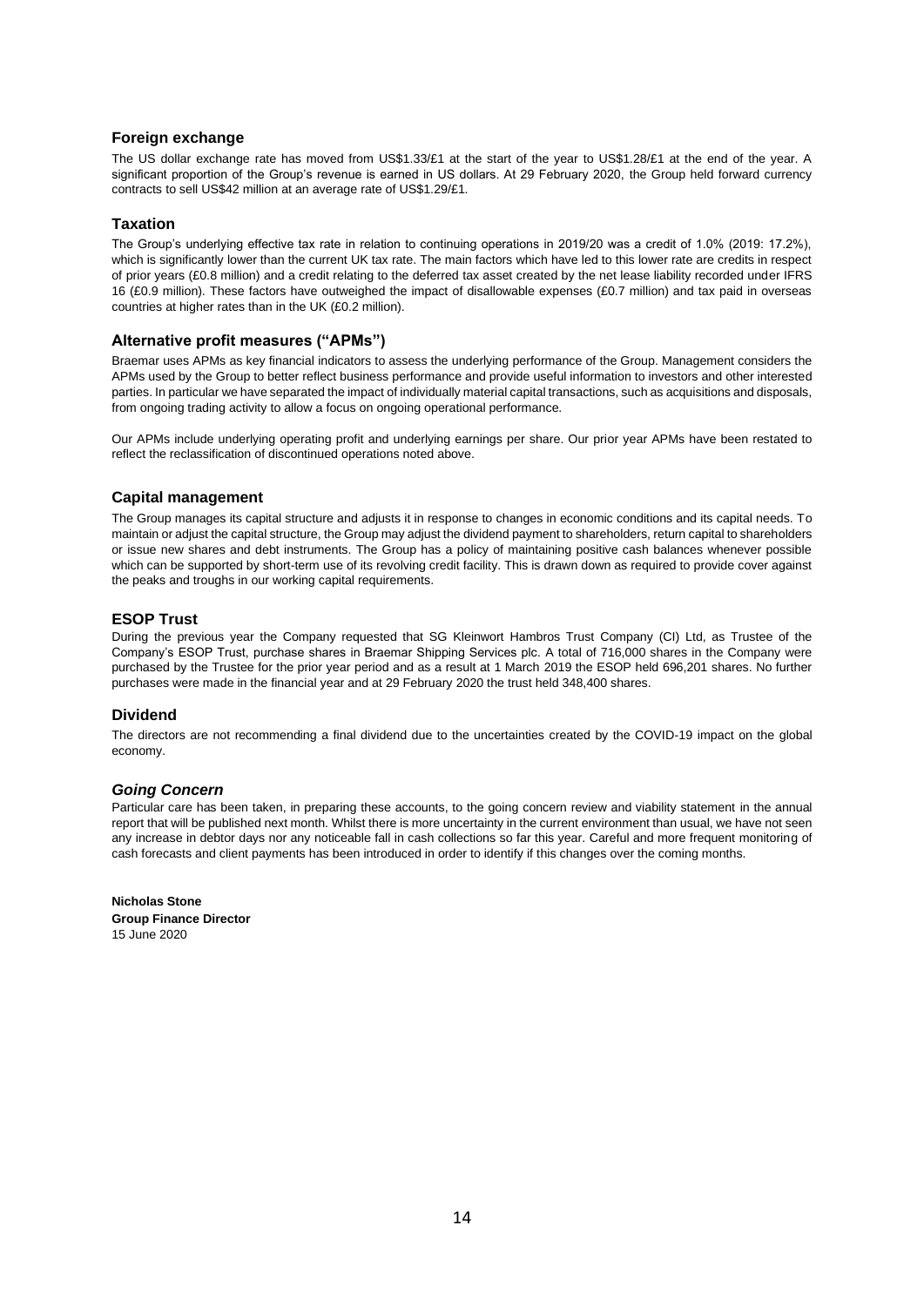## Foreign exchange

The US dollar exchange rate has moved from US$1.33/£1 at the start of the year to US$1.28/£1 at the end of the year. A significant proportion of the Group's revenue is earned in US dollars. At 29 February 2020, the Group held forward currency contracts to sell US$42 million at an average rate of US$1.29/£1.

## Taxation

The Group's underlying effective tax rate in relation to continuing operations in 2019/20 was a credit of 1.0% (2019: 17.2%), which is significantly lower than the current UK tax rate. The main factors which have led to this lower rate are credits in respect of prior years (£0.8 million) and a credit relating to the deferred tax asset created by the net lease liability recorded under IFRS 16 (£0.9 million). These factors have outweighed the impact of disallowable expenses (£0.7 million) and tax paid in overseas countries at higher rates than in the UK (£0.2 million).

## Alternative profit measures ("APMs")

Braemar uses APMs as key financial indicators to assess the underlying performance of the Group. Management considers the APMs used by the Group to better reflect business performance and provide useful information to investors and other interested parties. In particular we have separated the impact of individually material capital transactions, such as acquisitions and disposals, from ongoing trading activity to allow a focus on ongoing operational performance.

Our APMs include underlying operating profit and underlying earnings per share. Our prior year APMs have been restated to reflect the reclassification of discontinued operations noted above.

## Capital management

The Group manages its capital structure and adjusts it in response to changes in economic conditions and its capital needs. To maintain or adjust the capital structure, the Group may adjust the dividend payment to shareholders, return capital to shareholders or issue new shares and debt instruments. The Group has a policy of maintaining positive cash balances whenever possible which can be supported by short-term use of its revolving credit facility. This is drawn down as required to provide cover against the peaks and troughs in our working capital requirements.

## ESOP Trust

During the previous year the Company requested that SG Kleinwort Hambros Trust Company (CI) Ltd, as Trustee of the Company's ESOP Trust, purchase shares in Braemar Shipping Services plc. A total of 716,000 shares in the Company were purchased by the Trustee for the prior year period and as a result at 1 March 2019 the ESOP held 696,201 shares. No further purchases were made in the financial year and at 29 February 2020 the trust held 348,400 shares.

## Dividend

The directors are not recommending a final dividend due to the uncertainties created by the COVID-19 impact on the global economy.

## *Going Concern*

Particular care has been taken, in preparing these accounts, to the going concern review and viability statement in the annual report that will be published next month. Whilst there is more uncertainty in the current environment than usual, we have not seen any increase in debtor days nor any noticeable fall in cash collections so far this year. Careful and more frequent monitoring of cash forecasts and client payments has been introduced in order to identify if this changes over the coming months.

**Nicholas Stone**
**Group Finance Director**
15 June 2020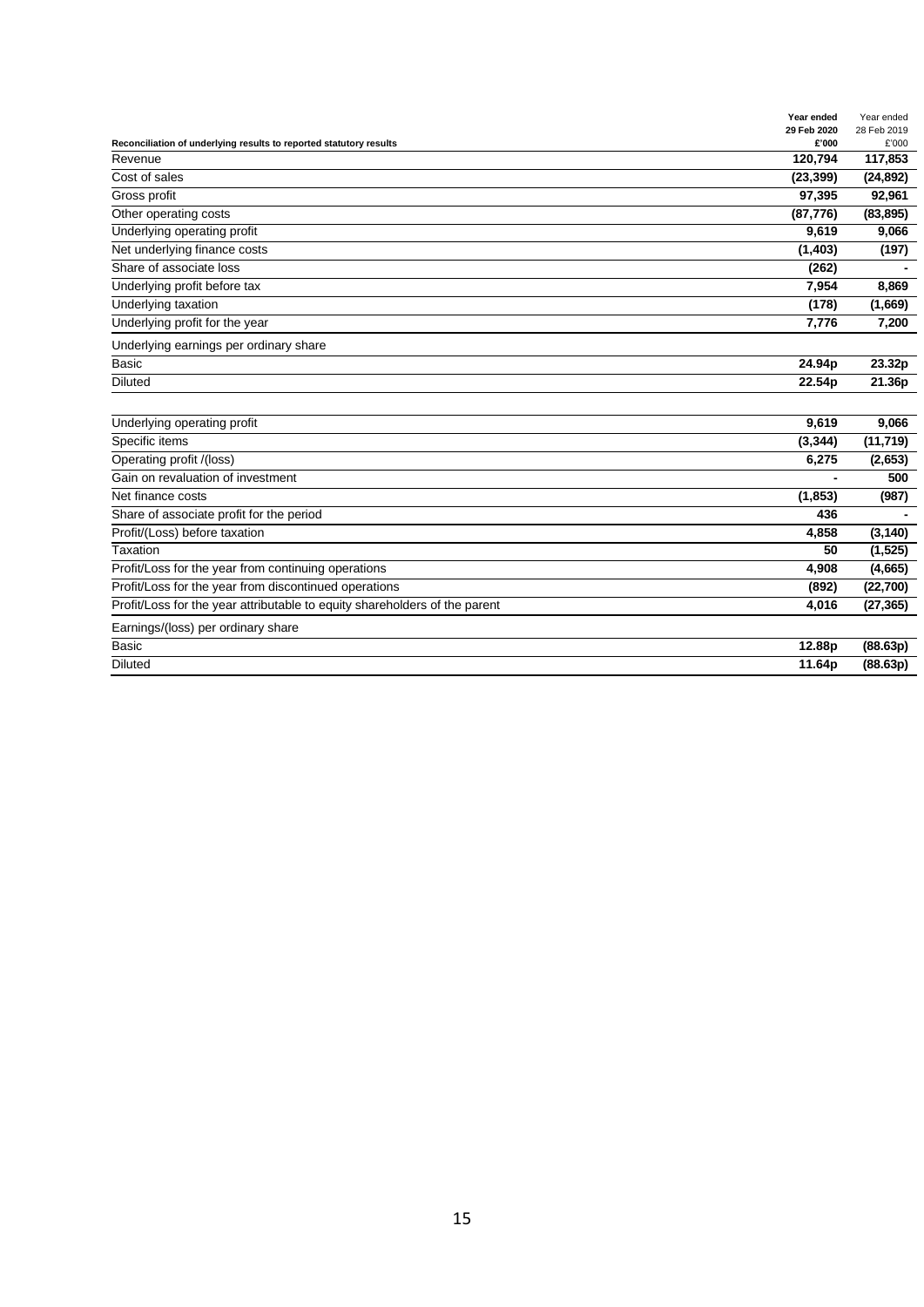| Reconciliation of underlying results to reported statutory results | Year ended 29 Feb 2020 £'000 | Year ended 28 Feb 2019 £'000 |
|---|---|---|
| Revenue | **120,794** | **117,853** |
| Cost of sales | **(23,399)** | **(24,892)** |
| Gross profit | **97,395** | **92,961** |
| Other operating costs | **(87,776)** | **(83,895)** |
| Underlying operating profit | **9,619** | **9,066** |
| Net underlying finance costs | **(1,403)** | **(197)** |
| Share of associate loss | **(262)** | **-** |
| Underlying profit before tax | **7,954** | **8,869** |
| Underlying taxation | **(178)** | **(1,669)** |
| Underlying profit for the year | **7,776** | **7,200** |
| Underlying earnings per ordinary share | | |
| Basic | **24.94p** | **23.32p** |
| Diluted | **22.54p** | **21.36p** |

| | | |
|---|---|---|
| Underlying operating profit | **9,619** | **9,066** |
| Specific items | **(3,344)** | **(11,719)** |
| Operating profit /(loss) | **6,275** | **(2,653)** |
| Gain on revaluation of investment | **-** | **500** |
| Net finance costs | **(1,853)** | **(987)** |
| Share of associate profit for the period | **436** | **-** |
| Profit/(Loss) before taxation | **4,858** | **(3,140)** |
| Taxation | **50** | **(1,525)** |
| Profit/Loss for the year from continuing operations | **4,908** | **(4,665)** |
| Profit/Loss for the year from discontinued operations | **(892)** | **(22,700)** |
| Profit/Loss for the year attributable to equity shareholders of the parent | **4,016** | **(27,365)** |
| Earnings/(loss) per ordinary share | | |
| Basic | **12.88p** | **(88.63p)** |
| Diluted | **11.64p** | **(88.63p)** |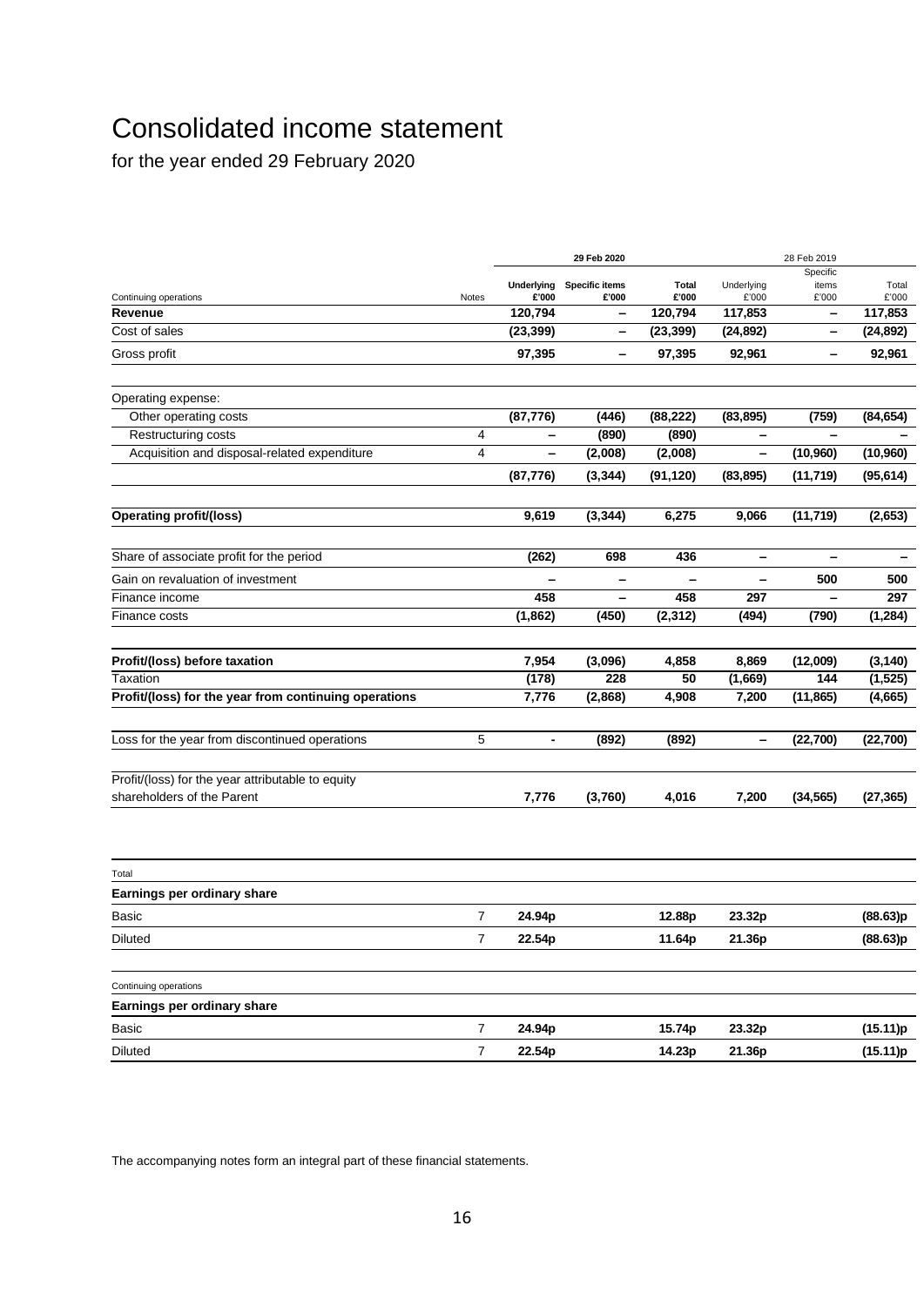# Consolidated income statement

for the year ended 29 February 2020

| | | 29 Feb 2020 | | | 28 Feb 2019 | | |
|---|---|---|---|---|---|---|---|
| Continuing operations | Notes | Underlying £'000 | Specific items £'000 | Total £'000 | Underlying £'000 | Specific items £'000 | Total £'000 |
| **Revenue** | | **120,794** | **–** | **120,794** | **117,853** | **–** | **117,853** |
| Cost of sales | | **(23,399)** | **–** | **(23,399)** | **(24,892)** | **–** | **(24,892)** |
| Gross profit | | **97,395** | **–** | **97,395** | **92,961** | **–** | **92,961** |
| Operating expense: | | | | | | | |
| Other operating costs | | **(87,776)** | **(446)** | **(88,222)** | **(83,895)** | **(759)** | **(84,654)** |
| Restructuring costs | 4 | **–** | **(890)** | **(890)** | **–** | **–** | **–** |
| Acquisition and disposal-related expenditure | 4 | **–** | **(2,008)** | **(2,008)** | **–** | **(10,960)** | **(10,960)** |
| | | **(87,776)** | **(3,344)** | **(91,120)** | **(83,895)** | **(11,719)** | **(95,614)** |
| **Operating profit/(loss)** | | **9,619** | **(3,344)** | **6,275** | **9,066** | **(11,719)** | **(2,653)** |
| Share of associate profit for the period | | **(262)** | **698** | **436** | **–** | **–** | **–** |
| Gain on revaluation of investment | | **–** | **–** | **–** | **–** | **500** | **500** |
| Finance income | | **458** | **–** | **458** | **297** | **–** | **297** |
| Finance costs | | **(1,862)** | **(450)** | **(2,312)** | **(494)** | **(790)** | **(1,284)** |
| **Profit/(loss) before taxation** | | **7,954** | **(3,096)** | **4,858** | **8,869** | **(12,009)** | **(3,140)** |
| Taxation | | **(178)** | **228** | **50** | **(1,669)** | **144** | **(1,525)** |
| **Profit/(loss) for the year from continuing operations** | | **7,776** | **(2,868)** | **4,908** | **7,200** | **(11,865)** | **(4,665)** |
| Loss for the year from discontinued operations | 5 | **-** | **(892)** | **(892)** | **–** | **(22,700)** | **(22,700)** |
| Profit/(loss) for the year attributable to equity shareholders of the Parent | | **7,776** | **(3,760)** | **4,016** | **7,200** | **(34,565)** | **(27,365)** |

| Total | | | | | | | |
|---|---|---|---|---|---|---|---|
| **Earnings per ordinary share** | | | | | | | |
| Basic | 7 | **24.94p** | | **12.88p** | **23.32p** | | **(88.63)p** |
| Diluted | 7 | **22.54p** | | **11.64p** | **21.36p** | | **(88.63)p** |

| Continuing operations | | | | | | | |
|---|---|---|---|---|---|---|---|
| **Earnings per ordinary share** | | | | | | | |
| Basic | 7 | **24.94p** | | **15.74p** | **23.32p** | | **(15.11)p** |
| Diluted | 7 | **22.54p** | | **14.23p** | **21.36p** | | **(15.11)p** |

The accompanying notes form an integral part of these financial statements.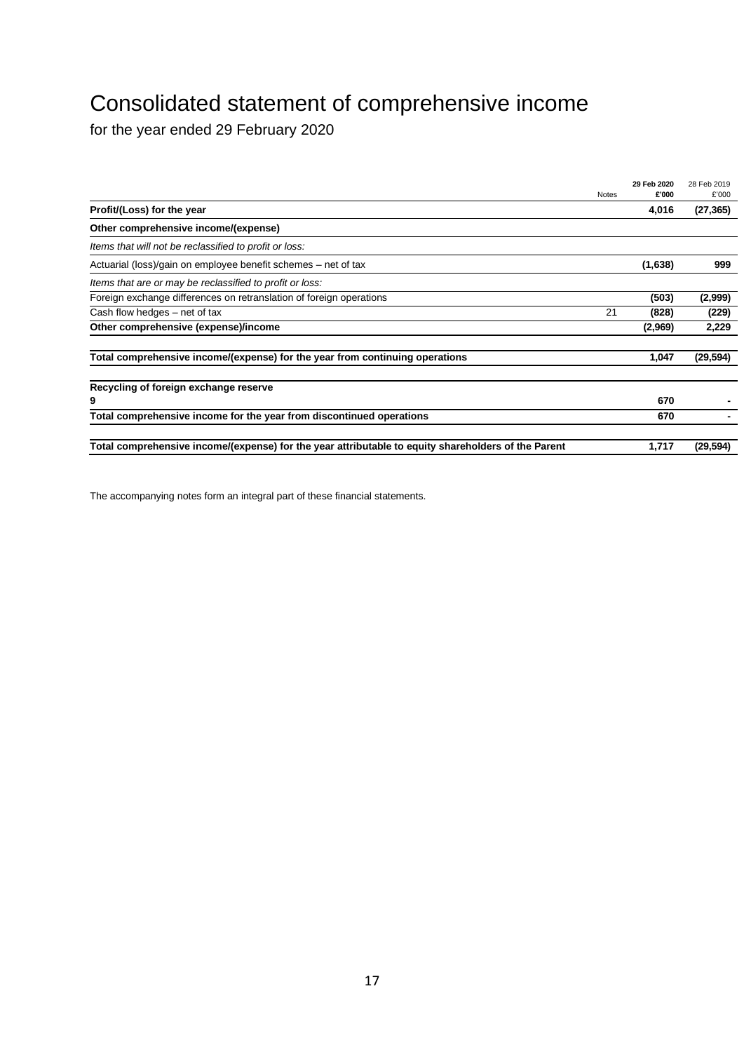# Consolidated statement of comprehensive income

for the year ended 29 February 2020

| | Notes | **29 Feb 2020 £'000** | 28 Feb 2019 £'000 |
|---|---|---|---|
| **Profit/(Loss) for the year** | | **4,016** | **(27,365)** |
| **Other comprehensive income/(expense)** | | | |
| *Items that will not be reclassified to profit or loss:* | | | |
| Actuarial (loss)/gain on employee benefit schemes – net of tax | | **(1,638)** | **999** |
| *Items that are or may be reclassified to profit or loss:* | | | |
| Foreign exchange differences on retranslation of foreign operations | | **(503)** | **(2,999)** |
| Cash flow hedges – net of tax | 21 | **(828)** | **(229)** |
| **Other comprehensive (expense)/income** | | **(2,969)** | **2,229** |
| **Total comprehensive income/(expense) for the year from continuing operations** | | **1,047** | **(29,594)** |
| **Recycling of foreign exchange reserve 9** | | **670** | **-** |
| **Total comprehensive income for the year from discontinued operations** | | **670** | **-** |
| **Total comprehensive income/(expense) for the year attributable to equity shareholders of the Parent** | | **1,717** | **(29,594)** |

The accompanying notes form an integral part of these financial statements.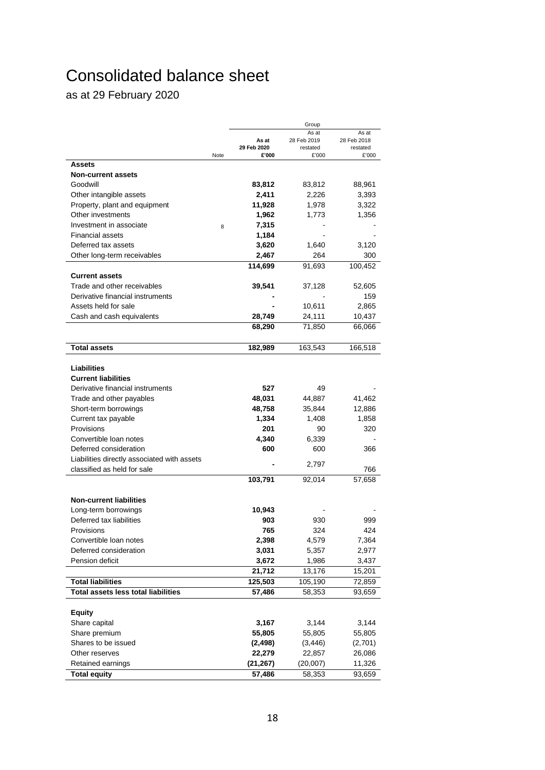# Consolidated balance sheet

as at 29 February 2020

| | Note | Group | | |
|---|---|---|---|---|
| | | **As at 29 Feb 2020** | As at 28 Feb 2019 restated | As at 28 Feb 2018 restated |
| | | **£'000** | £'000 | £'000 |
| **Assets** | | | | |
| **Non-current assets** | | | | |
| Goodwill | | **83,812** | 83,812 | 88,961 |
| Other intangible assets | | **2,411** | 2,226 | 3,393 |
| Property, plant and equipment | | **11,928** | 1,978 | 3,322 |
| Other investments | | **1,962** | 1,773 | 1,356 |
| Investment in associate | 8 | **7,315** | - | - |
| Financial assets | | **1,184** | - | - |
| Deferred tax assets | | **3,620** | 1,640 | 3,120 |
| Other long-term receivables | | **2,467** | 264 | 300 |
| | | **114,699** | 91,693 | 100,452 |
| **Current assets** | | | | |
| Trade and other receivables | | **39,541** | 37,128 | 52,605 |
| Derivative financial instruments | | **-** | - | 159 |
| Assets held for sale | | **-** | 10,611 | 2,865 |
| Cash and cash equivalents | | **28,749** | 24,111 | 10,437 |
| | | **68,290** | 71,850 | 66,066 |
| **Total assets** | | **182,989** | 163,543 | 166,518 |
| **Liabilities** | | | | |
| **Current liabilities** | | | | |
| Derivative financial instruments | | **527** | 49 | - |
| Trade and other payables | | **48,031** | 44,887 | 41,462 |
| Short-term borrowings | | **48,758** | 35,844 | 12,886 |
| Current tax payable | | **1,334** | 1,408 | 1,858 |
| Provisions | | **201** | 90 | 320 |
| Convertible loan notes | | **4,340** | 6,339 | - |
| Deferred consideration | | **600** | 600 | 366 |
| Liabilities directly associated with assets classified as held for sale | | **-** | 2,797 | 766 |
| | | **103,791** | 92,014 | 57,658 |
| **Non-current liabilities** | | | | |
| Long-term borrowings | | **10,943** | - | - |
| Deferred tax liabilities | | **903** | 930 | 999 |
| Provisions | | **765** | 324 | 424 |
| Convertible loan notes | | **2,398** | 4,579 | 7,364 |
| Deferred consideration | | **3,031** | 5,357 | 2,977 |
| Pension deficit | | **3,672** | 1,986 | 3,437 |
| | | **21,712** | 13,176 | 15,201 |
| **Total liabilities** | | **125,503** | 105,190 | 72,859 |
| **Total assets less total liabilities** | | **57,486** | 58,353 | 93,659 |
| **Equity** | | | | |
| Share capital | | **3,167** | 3,144 | 3,144 |
| Share premium | | **55,805** | 55,805 | 55,805 |
| Shares to be issued | | **(2,498)** | (3,446) | (2,701) |
| Other reserves | | **22,279** | 22,857 | 26,086 |
| Retained earnings | | **(21,267)** | (20,007) | 11,326 |
| **Total equity** | | **57,486** | 58,353 | 93,659 |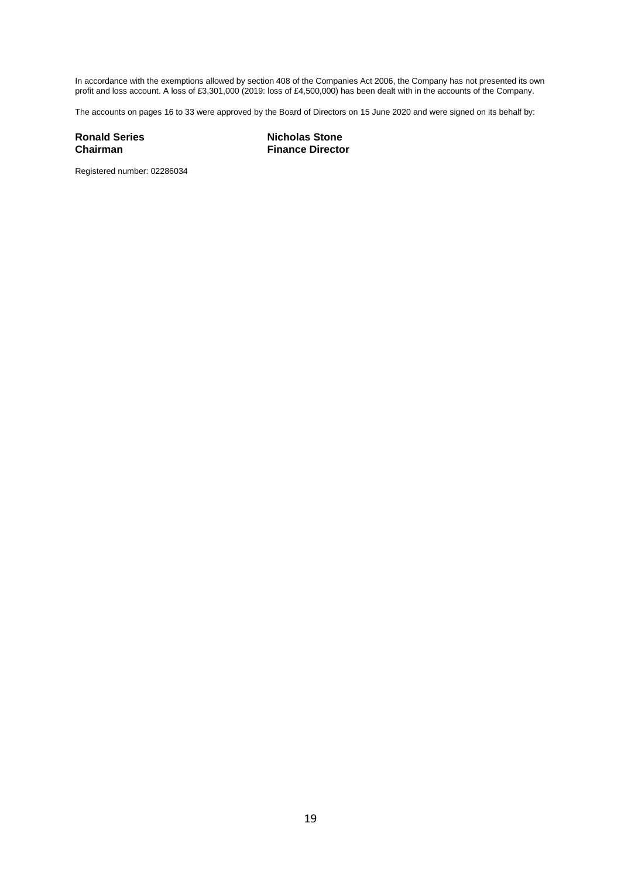In accordance with the exemptions allowed by section 408 of the Companies Act 2006, the Company has not presented its own profit and loss account. A loss of £3,301,000 (2019: loss of £4,500,000) has been dealt with in the accounts of the Company.

The accounts on pages 16 to 33 were approved by the Board of Directors on 15 June 2020 and were signed on its behalf by:

**Ronald Series**
**Chairman**

**Nicholas Stone**
**Finance Director**

Registered number: 02286034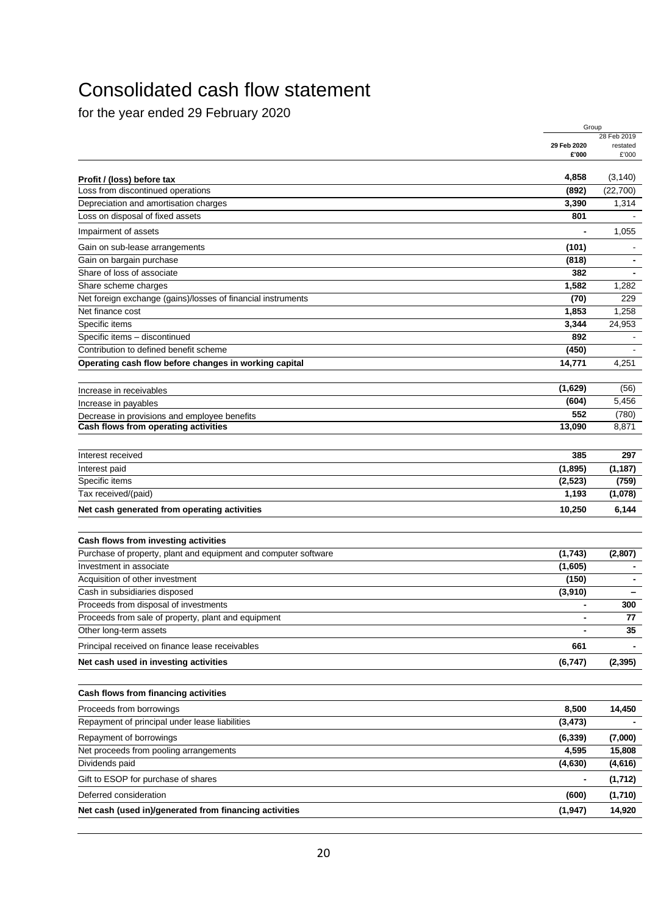# Consolidated cash flow statement

for the year ended 29 February 2020

| | Group | |
|---|---|---|
| | 29 Feb 2020 £'000 | 28 Feb 2019 restated £'000 |
| **Profit / (loss) before tax** | 4,858 | (3,140) |
| Loss from discontinued operations | (892) | (22,700) |
| Depreciation and amortisation charges | 3,390 | 1,314 |
| Loss on disposal of fixed assets | 801 | - |
| Impairment of assets | - | 1,055 |
| Gain on sub-lease arrangements | (101) | - |
| Gain on bargain purchase | (818) | - |
| Share of loss of associate | 382 | - |
| Share scheme charges | 1,582 | 1,282 |
| Net foreign exchange (gains)/losses of financial instruments | (70) | 229 |
| Net finance cost | 1,853 | 1,258 |
| Specific items | 3,344 | 24,953 |
| Specific items – discontinued | 892 | - |
| Contribution to defined benefit scheme | (450) | - |
| **Operating cash flow before changes in working capital** | **14,771** | 4,251 |
| Increase in receivables | (1,629) | (56) |
| Increase in payables | (604) | 5,456 |
| Decrease in provisions and employee benefits | 552 | (780) |
| **Cash flows from operating activities** | **13,090** | 8,871 |
| Interest received | 385 | 297 |
| Interest paid | (1,895) | (1,187) |
| Specific items | (2,523) | (759) |
| Tax received/(paid) | 1,193 | (1,078) |
| **Net cash generated from operating activities** | **10,250** | **6,144** |
| **Cash flows from investing activities** | | |
| Purchase of property, plant and equipment and computer software | (1,743) | (2,807) |
| Investment in associate | (1,605) | - |
| Acquisition of other investment | (150) | - |
| Cash in subsidiaries disposed | (3,910) | – |
| Proceeds from disposal of investments | - | 300 |
| Proceeds from sale of property, plant and equipment | - | 77 |
| Other long-term assets | - | 35 |
| Principal received on finance lease receivables | 661 | - |
| **Net cash used in investing activities** | **(6,747)** | **(2,395)** |
| **Cash flows from financing activities** | | |
| Proceeds from borrowings | 8,500 | 14,450 |
| Repayment of principal under lease liabilities | (3,473) | - |
| Repayment of borrowings | (6,339) | (7,000) |
| Net proceeds from pooling arrangements | 4,595 | 15,808 |
| Dividends paid | (4,630) | (4,616) |
| Gift to ESOP for purchase of shares | - | (1,712) |
| Deferred consideration | (600) | (1,710) |
| **Net cash (used in)/generated from financing activities** | **(1,947)** | **14,920** |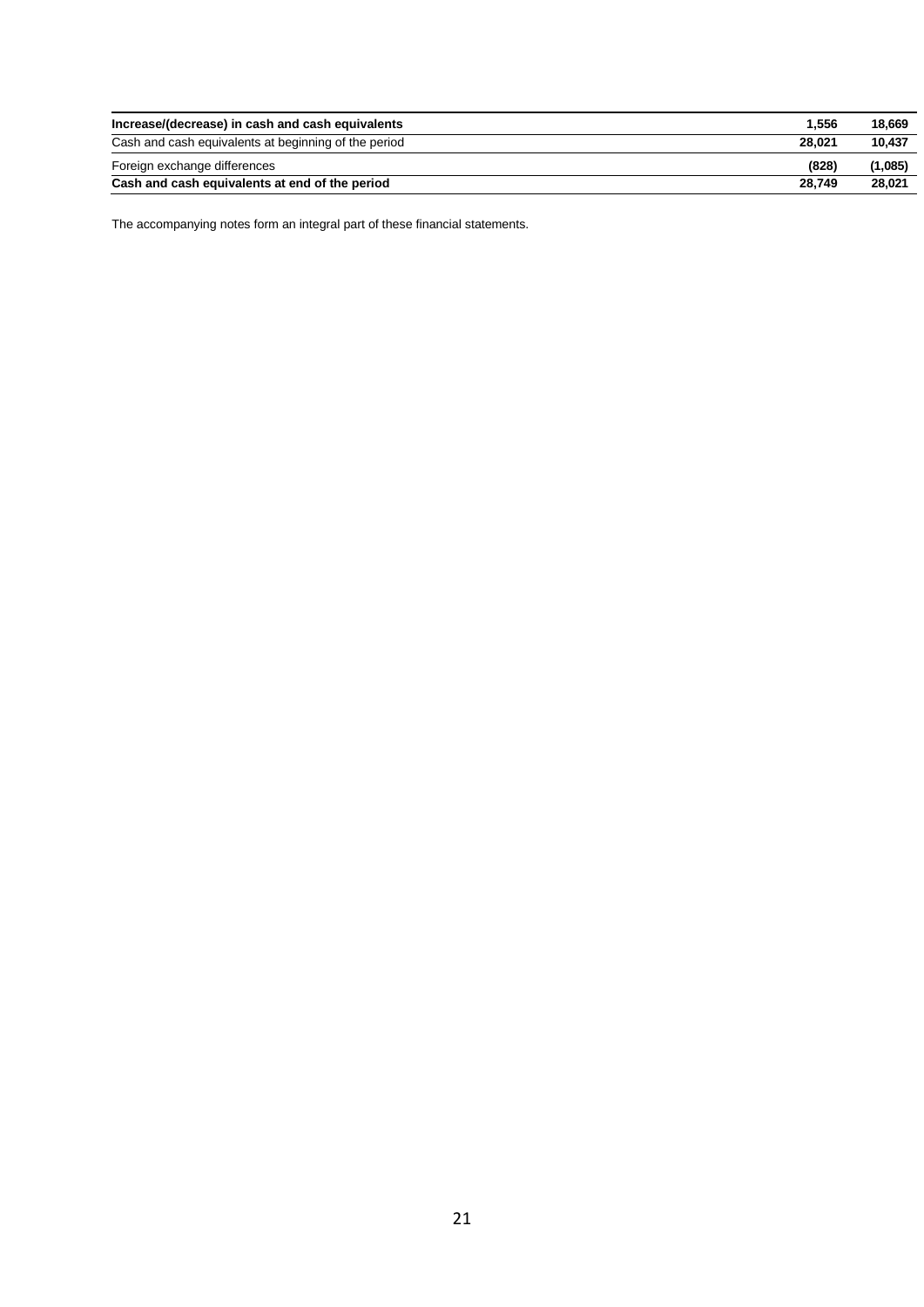| | | |
|---|---|---|
| **Increase/(decrease) in cash and cash equivalents** | **1,556** | **18,669** |
| Cash and cash equivalents at beginning of the period | **28,021** | **10,437** |
| Foreign exchange differences | **(828)** | **(1,085)** |
| **Cash and cash equivalents at end of the period** | **28,749** | **28,021** |

The accompanying notes form an integral part of these financial statements.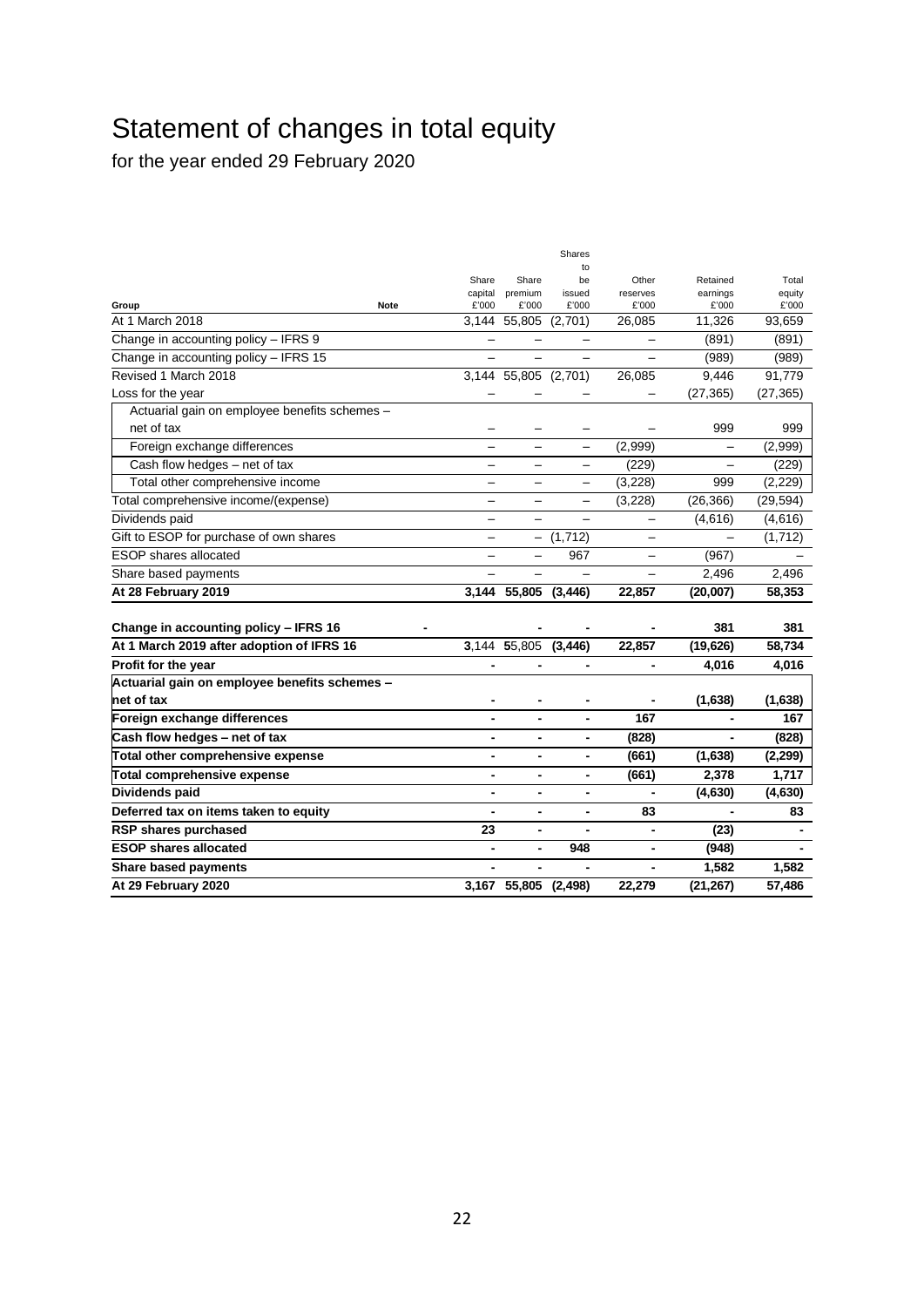# Statement of changes in total equity

for the year ended 29 February 2020

| Group | Note | Share capital £'000 | Share premium £'000 | Shares to be issued £'000 | Other reserves £'000 | Retained earnings £'000 | Total equity £'000 |
|---|---|---|---|---|---|---|---|
| At 1 March 2018 | | 3,144 | 55,805 | (2,701) | 26,085 | 11,326 | 93,659 |
| Change in accounting policy – IFRS 9 | | – | – | – | – | (891) | (891) |
| Change in accounting policy – IFRS 15 | | – | – | – | – | (989) | (989) |
| Revised 1 March 2018 | | 3,144 | 55,805 | (2,701) | 26,085 | 9,446 | 91,779 |
| Loss for the year | | – | – | – | – | (27,365) | (27,365) |
| Actuarial gain on employee benefits schemes – net of tax | | – | – | – | – | 999 | 999 |
| Foreign exchange differences | | – | – | – | (2,999) | – | (2,999) |
| Cash flow hedges – net of tax | | – | – | – | (229) | – | (229) |
| Total other comprehensive income | | – | – | – | (3,228) | 999 | (2,229) |
| Total comprehensive income/(expense) | | – | – | – | (3,228) | (26,366) | (29,594) |
| Dividends paid | | – | – | – | – | (4,616) | (4,616) |
| Gift to ESOP for purchase of own shares | | – | – | (1,712) | – | – | (1,712) |
| ESOP shares allocated | | – | – | 967 | – | (967) | – |
| Share based payments | | – | – | – | – | 2,496 | 2,496 |
| **At 28 February 2019** | | **3,144** | **55,805** | **(3,446)** | **22,857** | **(20,007)** | **58,353** |
| **Change in accounting policy – IFRS 16** | **-** | **-** | **-** | **-** | **-** | **381** | **381** |
| **At 1 March 2019 after adoption of IFRS 16** | | **3**,144 | **5**5,805 | **(3,446)** | **22,857** | **(19,626)** | **58,734** |
| **Profit for the year** | | **-** | **-** | **-** | **-** | **4,016** | **4,016** |
| **Actuarial gain on employee benefits schemes – net of tax** | | **-** | **-** | **-** | **-** | **(1,638)** | **(1,638)** |
| **Foreign exchange differences** | | **-** | **-** | **-** | **167** | **-** | **167** |
| **Cash flow hedges – net of tax** | | **-** | **-** | **-** | **(828)** | **-** | **(828)** |
| **Total other comprehensive expense** | | **-** | **-** | **-** | **(661)** | **(1,638)** | **(2,299)** |
| **Total comprehensive expense** | | **-** | **-** | **-** | **(661)** | **2,378** | **1,717** |
| **Dividends paid** | | **-** | **-** | **-** | **-** | **(4,630)** | **(4,630)** |
| **Deferred tax on items taken to equity** | | **-** | **-** | **-** | **83** | **-** | **83** |
| **RSP shares purchased** | | **23** | **-** | **-** | **-** | **(23)** | **-** |
| **ESOP shares allocated** | | **-** | **-** | **948** | **-** | **(948)** | **-** |
| **Share based payments** | | **-** | **-** | **-** | **-** | **1,582** | **1,582** |
| **At 29 February 2020** | | **3,167** | **55,805** | **(2,498)** | **22,279** | **(21,267)** | **57,486** |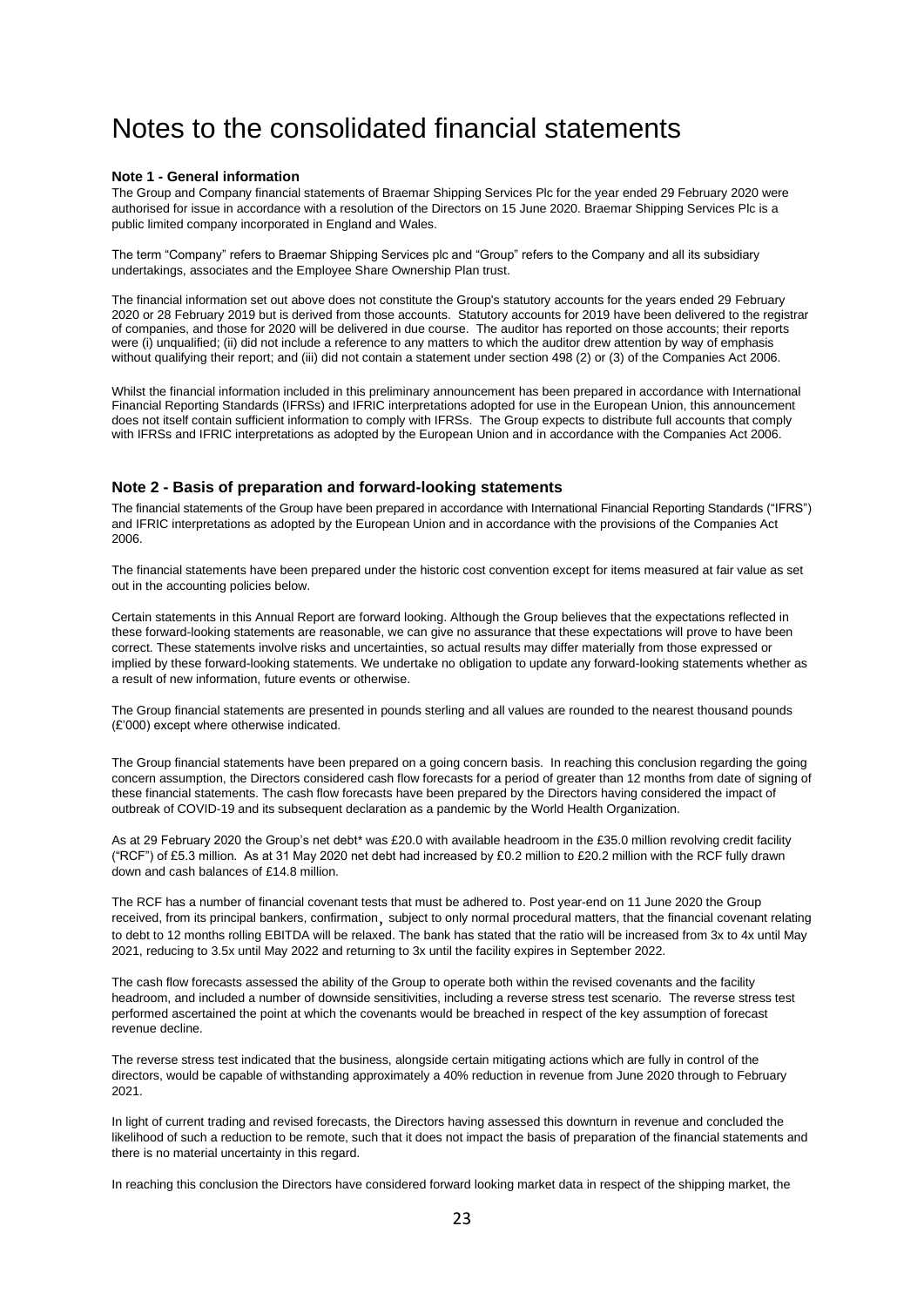# Notes to the consolidated financial statements

**Note 1 - General information**

The Group and Company financial statements of Braemar Shipping Services Plc for the year ended 29 February 2020 were authorised for issue in accordance with a resolution of the Directors on 15 June 2020. Braemar Shipping Services Plc is a public limited company incorporated in England and Wales.

The term "Company" refers to Braemar Shipping Services plc and "Group" refers to the Company and all its subsidiary undertakings, associates and the Employee Share Ownership Plan trust.

The financial information set out above does not constitute the Group's statutory accounts for the years ended 29 February 2020 or 28 February 2019 but is derived from those accounts. Statutory accounts for 2019 have been delivered to the registrar of companies, and those for 2020 will be delivered in due course. The auditor has reported on those accounts; their reports were (i) unqualified; (ii) did not include a reference to any matters to which the auditor drew attention by way of emphasis without qualifying their report; and (iii) did not contain a statement under section 498 (2) or (3) of the Companies Act 2006.

Whilst the financial information included in this preliminary announcement has been prepared in accordance with International Financial Reporting Standards (IFRSs) and IFRIC interpretations adopted for use in the European Union, this announcement does not itself contain sufficient information to comply with IFRSs. The Group expects to distribute full accounts that comply with IFRSs and IFRIC interpretations as adopted by the European Union and in accordance with the Companies Act 2006.

## Note 2 - Basis of preparation and forward-looking statements

The financial statements of the Group have been prepared in accordance with International Financial Reporting Standards ("IFRS") and IFRIC interpretations as adopted by the European Union and in accordance with the provisions of the Companies Act 2006.

The financial statements have been prepared under the historic cost convention except for items measured at fair value as set out in the accounting policies below.

Certain statements in this Annual Report are forward looking. Although the Group believes that the expectations reflected in these forward-looking statements are reasonable, we can give no assurance that these expectations will prove to have been correct. These statements involve risks and uncertainties, so actual results may differ materially from those expressed or implied by these forward-looking statements. We undertake no obligation to update any forward-looking statements whether as a result of new information, future events or otherwise.

The Group financial statements are presented in pounds sterling and all values are rounded to the nearest thousand pounds (£'000) except where otherwise indicated.

The Group financial statements have been prepared on a going concern basis. In reaching this conclusion regarding the going concern assumption, the Directors considered cash flow forecasts for a period of greater than 12 months from date of signing of these financial statements. The cash flow forecasts have been prepared by the Directors having considered the impact of outbreak of COVID-19 and its subsequent declaration as a pandemic by the World Health Organization.

As at 29 February 2020 the Group's net debt* was £20.0 with available headroom in the £35.0 million revolving credit facility ("RCF") of £5.3 million. As at 31 May 2020 net debt had increased by £0.2 million to £20.2 million with the RCF fully drawn down and cash balances of £14.8 million.

The RCF has a number of financial covenant tests that must be adhered to. Post year-end on 11 June 2020 the Group received, from its principal bankers, confirmation, subject to only normal procedural matters, that the financial covenant relating to debt to 12 months rolling EBITDA will be relaxed. The bank has stated that the ratio will be increased from 3x to 4x until May 2021, reducing to 3.5x until May 2022 and returning to 3x until the facility expires in September 2022.

The cash flow forecasts assessed the ability of the Group to operate both within the revised covenants and the facility headroom, and included a number of downside sensitivities, including a reverse stress test scenario. The reverse stress test performed ascertained the point at which the covenants would be breached in respect of the key assumption of forecast revenue decline.

The reverse stress test indicated that the business, alongside certain mitigating actions which are fully in control of the directors, would be capable of withstanding approximately a 40% reduction in revenue from June 2020 through to February 2021.

In light of current trading and revised forecasts, the Directors having assessed this downturn in revenue and concluded the likelihood of such a reduction to be remote, such that it does not impact the basis of preparation of the financial statements and there is no material uncertainty in this regard.

In reaching this conclusion the Directors have considered forward looking market data in respect of the shipping market, the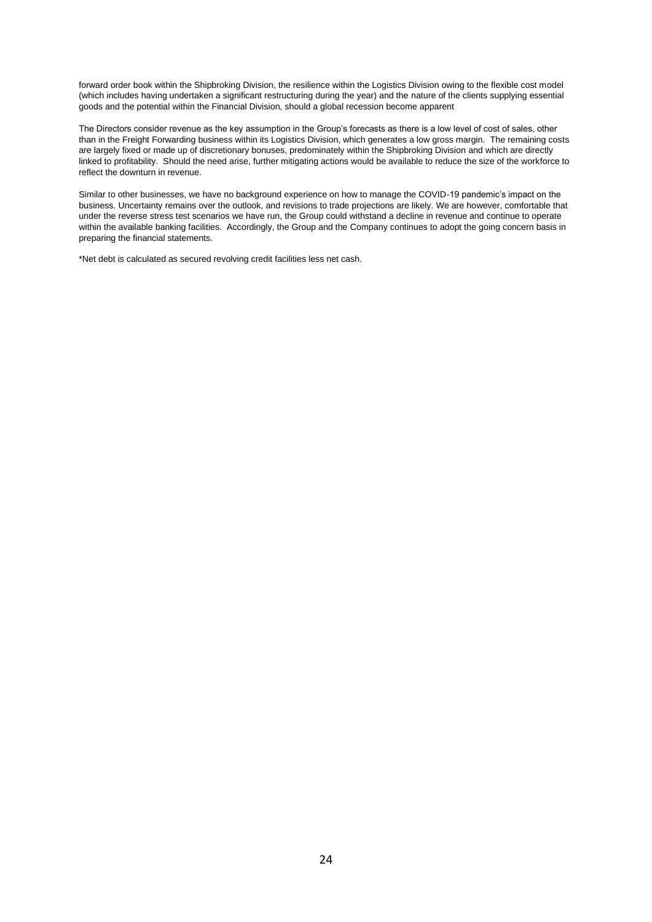forward order book within the Shipbroking Division, the resilience within the Logistics Division owing to the flexible cost model (which includes having undertaken a significant restructuring during the year) and the nature of the clients supplying essential goods and the potential within the Financial Division, should a global recession become apparent

The Directors consider revenue as the key assumption in the Group's forecasts as there is a low level of cost of sales, other than in the Freight Forwarding business within its Logistics Division, which generates a low gross margin. The remaining costs are largely fixed or made up of discretionary bonuses, predominately within the Shipbroking Division and which are directly linked to profitability. Should the need arise, further mitigating actions would be available to reduce the size of the workforce to reflect the downturn in revenue.

Similar to other businesses, we have no background experience on how to manage the COVID-19 pandemic's impact on the business. Uncertainty remains over the outlook, and revisions to trade projections are likely. We are however, comfortable that under the reverse stress test scenarios we have run, the Group could withstand a decline in revenue and continue to operate within the available banking facilities. Accordingly, the Group and the Company continues to adopt the going concern basis in preparing the financial statements.

*Net debt is calculated as secured revolving credit facilities less net cash.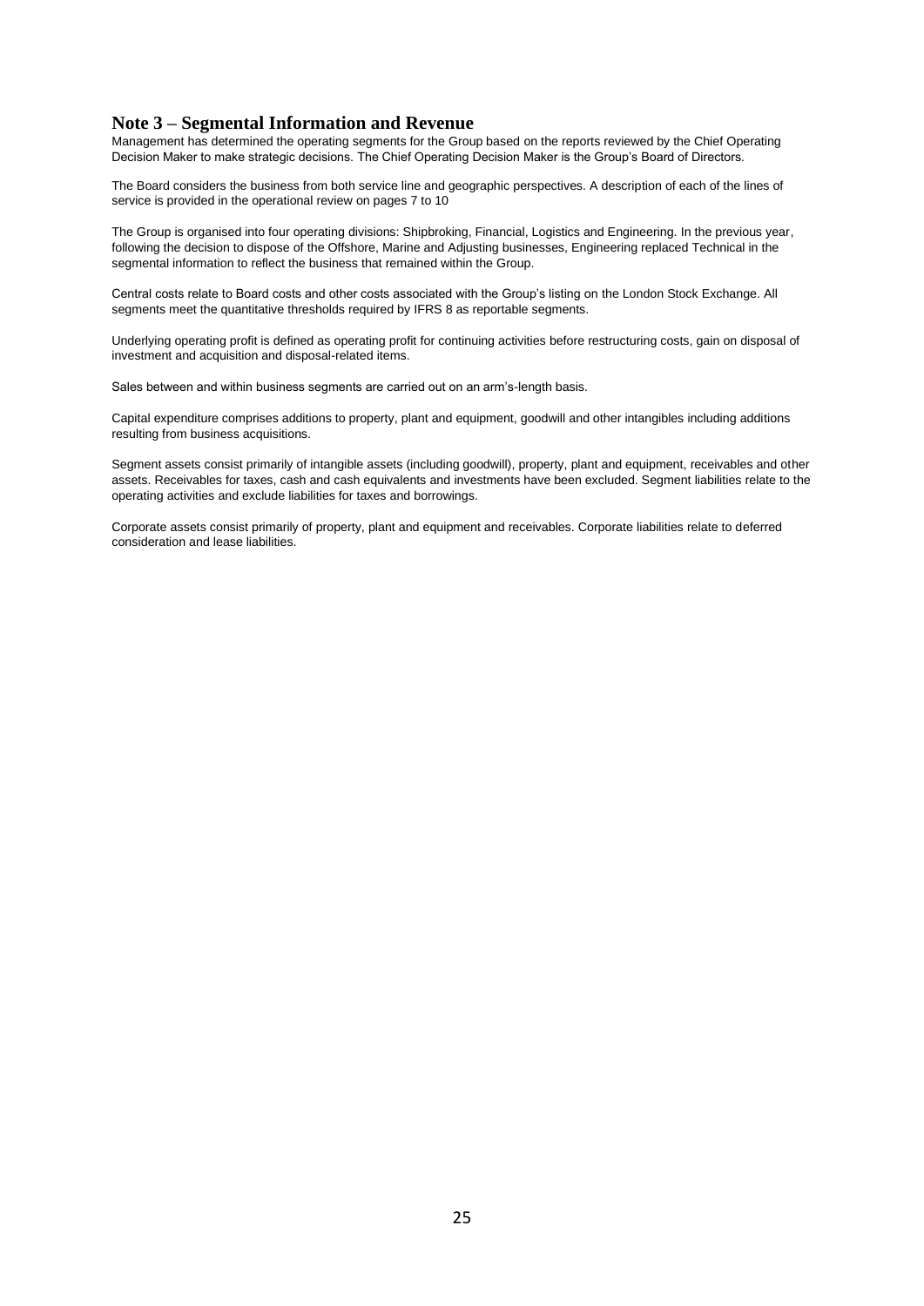## Note 3 – Segmental Information and Revenue

Management has determined the operating segments for the Group based on the reports reviewed by the Chief Operating Decision Maker to make strategic decisions. The Chief Operating Decision Maker is the Group's Board of Directors.

The Board considers the business from both service line and geographic perspectives. A description of each of the lines of service is provided in the operational review on pages 7 to 10

The Group is organised into four operating divisions: Shipbroking, Financial, Logistics and Engineering. In the previous year, following the decision to dispose of the Offshore, Marine and Adjusting businesses, Engineering replaced Technical in the segmental information to reflect the business that remained within the Group.

Central costs relate to Board costs and other costs associated with the Group's listing on the London Stock Exchange. All segments meet the quantitative thresholds required by IFRS 8 as reportable segments.

Underlying operating profit is defined as operating profit for continuing activities before restructuring costs, gain on disposal of investment and acquisition and disposal-related items.

Sales between and within business segments are carried out on an arm's-length basis.

Capital expenditure comprises additions to property, plant and equipment, goodwill and other intangibles including additions resulting from business acquisitions.

Segment assets consist primarily of intangible assets (including goodwill), property, plant and equipment, receivables and other assets. Receivables for taxes, cash and cash equivalents and investments have been excluded. Segment liabilities relate to the operating activities and exclude liabilities for taxes and borrowings.

Corporate assets consist primarily of property, plant and equipment and receivables. Corporate liabilities relate to deferred consideration and lease liabilities.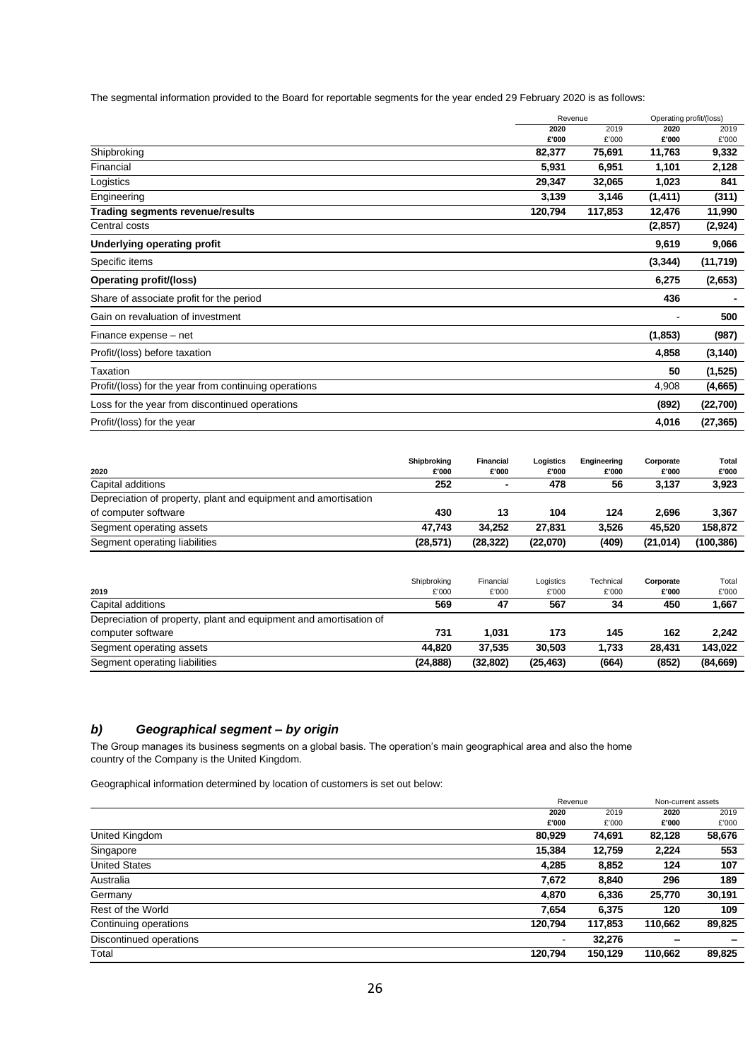The segmental information provided to the Board for reportable segments for the year ended 29 February 2020 is as follows:

| | Revenue | | Operating profit/(loss) | |
|---|---|---|---|---|
| | 2020 | 2019 | 2020 | 2019 |
| | £'000 | £'000 | £'000 | £'000 |
| Shipbroking | **82,377** | 75,691 | **11,763** | 9,332 |
| Financial | **5,931** | 6,951 | **1,101** | 2,128 |
| Logistics | **29,347** | 32,065 | **1,023** | 841 |
| Engineering | **3,139** | 3,146 | **(1,411)** | (311) |
| **Trading segments revenue/results** | **120,794** | 117,853 | **12,476** | 11,990 |
| Central costs | | | **(2,857)** | (2,924) |
| **Underlying operating profit** | | | **9,619** | 9,066 |
| Specific items | | | **(3,344)** | (11,719) |
| **Operating profit/(loss)** | | | **6,275** | (2,653) |
| Share of associate profit for the period | | | **436** | - |
| Gain on revaluation of investment | | | - | 500 |
| Finance expense – net | | | **(1,853)** | (987) |
| Profit/(loss) before taxation | | | **4,858** | (3,140) |
| Taxation | | | **50** | (1,525) |
| Profit/(loss) for the year from continuing operations | | | 4,908 | (4,665) |
| Loss for the year from discontinued operations | | | **(892)** | (22,700) |
| Profit/(loss) for the year | | | **4,016** | (27,365) |

| 2020 | Shipbroking £'000 | Financial £'000 | Logistics £'000 | Engineering £'000 | Corporate £'000 | Total £'000 |
|---|---|---|---|---|---|---|
| Capital additions | 252 | - | 478 | 56 | 3,137 | 3,923 |
| Depreciation of property, plant and equipment and amortisation of computer software | 430 | 13 | 104 | 124 | 2,696 | 3,367 |
| Segment operating assets | 47,743 | 34,252 | 27,831 | 3,526 | 45,520 | 158,872 |
| Segment operating liabilities | (28,571) | (28,322) | (22,070) | (409) | (21,014) | (100,386) |

| 2019 | Shipbroking £'000 | Financial £'000 | Logistics £'000 | Technical £'000 | Corporate £'000 | Total £'000 |
|---|---|---|---|---|---|---|
| Capital additions | 569 | 47 | 567 | 34 | 450 | 1,667 |
| Depreciation of property, plant and equipment and amortisation of computer software | 731 | 1,031 | 173 | 145 | 162 | 2,242 |
| Segment operating assets | 44,820 | 37,535 | 30,503 | 1,733 | 28,431 | 143,022 |
| Segment operating liabilities | (24,888) | (32,802) | (25,463) | (664) | (852) | (84,669) |

### *b) Geographical segment – by origin*

The Group manages its business segments on a global basis. The operation's main geographical area and also the home country of the Company is the United Kingdom.

Geographical information determined by location of customers is set out below:

| | Revenue | | Non-current assets | |
|---|---|---|---|---|
| | 2020 | 2019 | 2020 | 2019 |
| | £'000 | £'000 | £'000 | £'000 |
| United Kingdom | **80,929** | 74,691 | **82,128** | 58,676 |
| Singapore | **15,384** | 12,759 | **2,224** | 553 |
| United States | **4,285** | 8,852 | **124** | 107 |
| Australia | **7,672** | 8,840 | **296** | 189 |
| Germany | **4,870** | 6,336 | **25,770** | 30,191 |
| Rest of the World | **7,654** | 6,375 | **120** | 109 |
| Continuing operations | **120,794** | 117,853 | **110,662** | 89,825 |
| Discontinued operations | - | 32,276 | – | – |
| Total | **120,794** | 150,129 | **110,662** | 89,825 |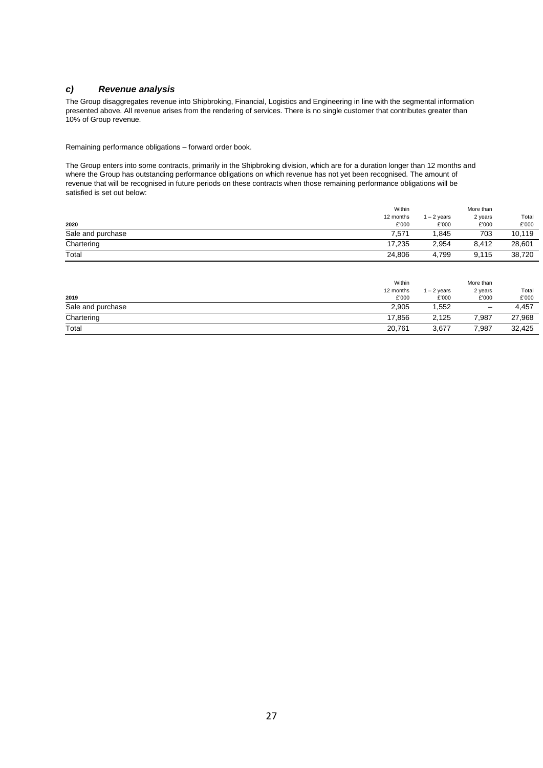### *c) Revenue analysis*

The Group disaggregates revenue into Shipbroking, Financial, Logistics and Engineering in line with the segmental information presented above. All revenue arises from the rendering of services. There is no single customer that contributes greater than 10% of Group revenue.

Remaining performance obligations – forward order book.

The Group enters into some contracts, primarily in the Shipbroking division, which are for a duration longer than 12 months and where the Group has outstanding performance obligations on which revenue has not yet been recognised. The amount of revenue that will be recognised in future periods on these contracts when those remaining performance obligations will be satisfied is set out below:

| 2020 | Within 12 months £'000 | 1 – 2 years £'000 | More than 2 years £'000 | Total £'000 |
|---|---|---|---|---|
| Sale and purchase | 7,571 | 1,845 | 703 | 10,119 |
| Chartering | 17,235 | 2,954 | 8,412 | 28,601 |
| Total | 24,806 | 4,799 | 9,115 | 38,720 |

| 2019 | Within 12 months £'000 | 1 – 2 years £'000 | More than 2 years £'000 | Total £'000 |
|---|---|---|---|---|
| Sale and purchase | 2,905 | 1,552 | – | 4,457 |
| Chartering | 17,856 | 2,125 | 7,987 | 27,968 |
| Total | 20,761 | 3,677 | 7,987 | 32,425 |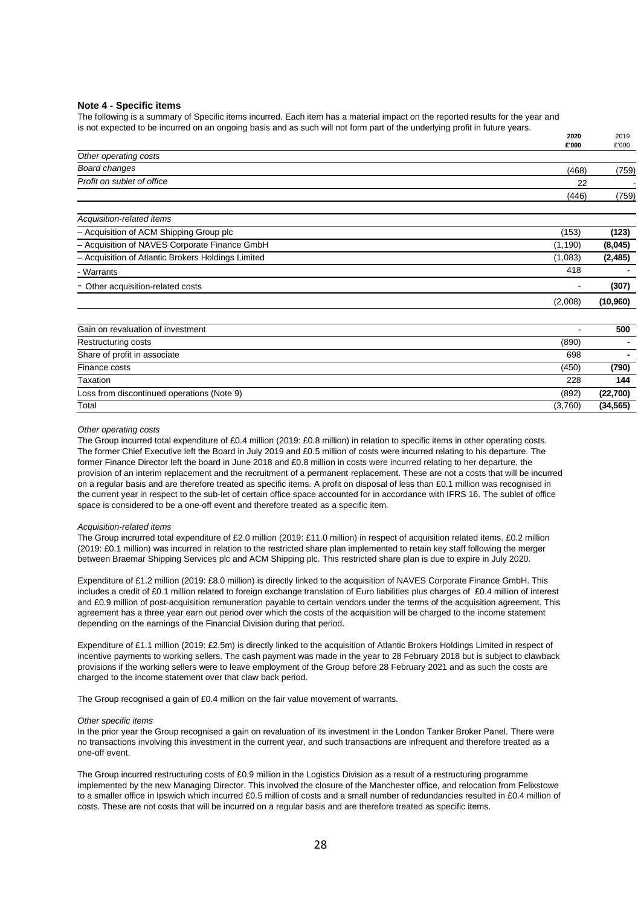## Note 4 - Specific items

The following is a summary of Specific items incurred. Each item has a material impact on the reported results for the year and is not expected to be incurred on an ongoing basis and as such will not form part of the underlying profit in future years.

| | 2020 £'000 | 2019 £'000 |
|---|---|---|
| *Other operating costs* | | |
| *Board changes* | (468) | (759) |
| *Profit on sublet of office* | 22 | - |
| | (446) | (759) |
| | | |
| *Acquisition-related items* | | |
| – Acquisition of ACM Shipping Group plc | (153) | **(123)** |
| – Acquisition of NAVES Corporate Finance GmbH | (1,190) | **(8,045)** |
| – Acquisition of Atlantic Brokers Holdings Limited | (1,083) | **(2,485)** |
| - Warrants | 418 | **-** |
| - Other acquisition-related costs | - | **(307)** |
| | (2,008) | **(10,960)** |
| | | |
| Gain on revaluation of investment | - | **500** |
| Restructuring costs | (890) | **-** |
| Share of profit in associate | 698 | **-** |
| Finance costs | (450) | **(790)** |
| Taxation | 228 | **144** |
| Loss from discontinued operations (Note 9) | (892) | **(22,700)** |
| Total | (3,760) | **(34,565)** |

*Other operating costs*

The Group incurred total expenditure of £0.4 million (2019: £0.8 million) in relation to specific items in other operating costs. The former Chief Executive left the Board in July 2019 and £0.5 million of costs were incurred relating to his departure. The former Finance Director left the board in June 2018 and £0.8 million in costs were incurred relating to her departure, the provision of an interim replacement and the recruitment of a permanent replacement. These are not a costs that will be incurred on a regular basis and are therefore treated as specific items. A profit on disposal of less than £0.1 million was recognised in the current year in respect to the sub-let of certain office space accounted for in accordance with IFRS 16. The sublet of office space is considered to be a one-off event and therefore treated as a specific item.

*Acquisition-related items*

The Group incrurred total expenditure of £2.0 million (2019: £11.0 million) in respect of acquisition related items. £0.2 million (2019: £0.1 million) was incurred in relation to the restricted share plan implemented to retain key staff following the merger between Braemar Shipping Services plc and ACM Shipping plc. This restricted share plan is due to expire in July 2020.

Expenditure of £1.2 million (2019: £8.0 million) is directly linked to the acquisition of NAVES Corporate Finance GmbH. This includes a credit of £0.1 million related to foreign exchange translation of Euro liabilities plus charges of £0.4 million of interest and £0.9 million of post-acquisition remuneration payable to certain vendors under the terms of the acquisition agreement. This agreement has a three year earn out period over which the costs of the acquisition will be charged to the income statement depending on the earnings of the Financial Division during that period.

Expenditure of £1.1 million (2019: £2.5m) is directly linked to the acquisition of Atlantic Brokers Holdings Limited in respect of incentive payments to working sellers. The cash payment was made in the year to 28 February 2018 but is subject to clawback provisions if the working sellers were to leave employment of the Group before 28 February 2021 and as such the costs are charged to the income statement over that claw back period.

The Group recognised a gain of £0.4 million on the fair value movement of warrants.

*Other specific items*

In the prior year the Group recognised a gain on revaluation of its investment in the London Tanker Broker Panel. There were no transactions involving this investment in the current year, and such transactions are infrequent and therefore treated as a one-off event.

The Group incurred restructuring costs of £0.9 million in the Logistics Division as a result of a restructuring programme implemented by the new Managing Director. This involved the closure of the Manchester office, and relocation from Felixstowe to a smaller office in Ipswich which incurred £0.5 million of costs and a small number of redundancies resulted in £0.4 million of costs. These are not costs that will be incurred on a regular basis and are therefore treated as specific items.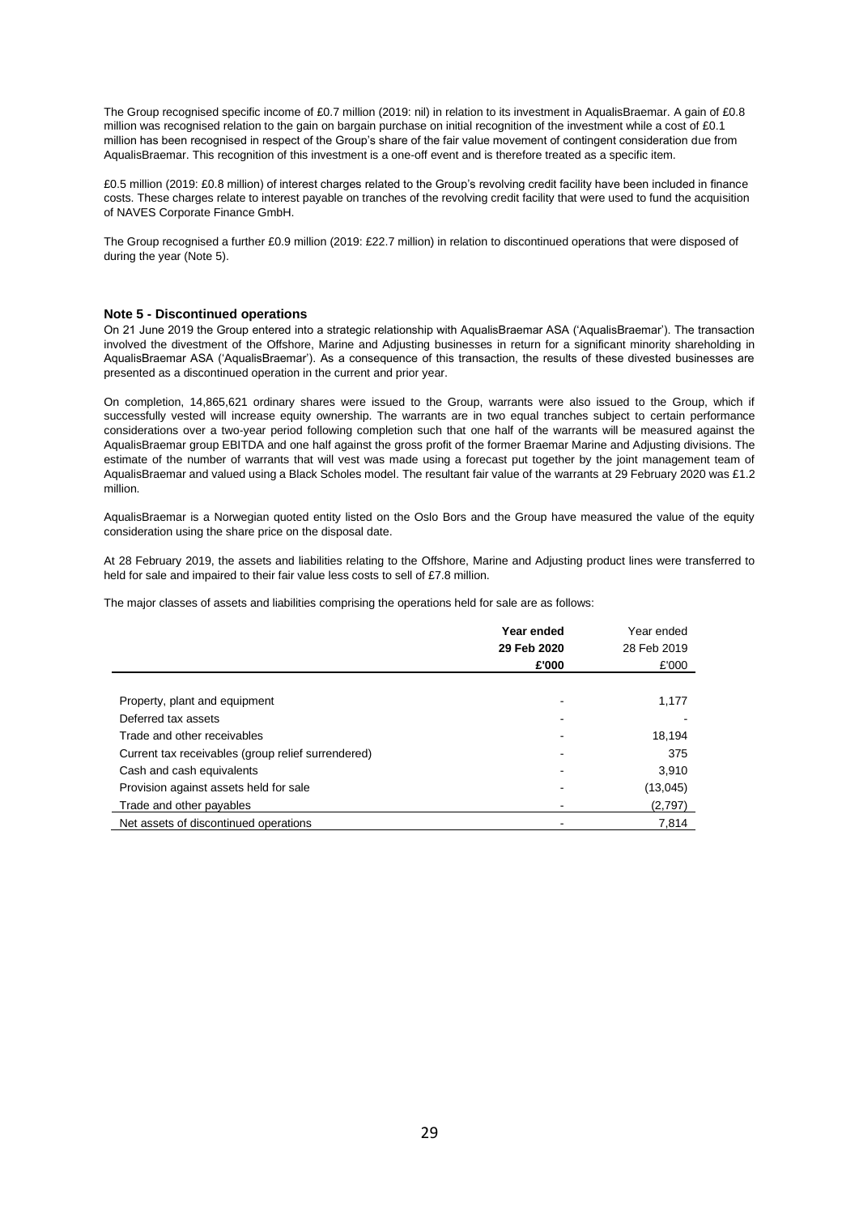The Group recognised specific income of £0.7 million (2019: nil) in relation to its investment in AqualisBraemar. A gain of £0.8 million was recognised relation to the gain on bargain purchase on initial recognition of the investment while a cost of £0.1 million has been recognised in respect of the Group's share of the fair value movement of contingent consideration due from AqualisBraemar. This recognition of this investment is a one-off event and is therefore treated as a specific item.

£0.5 million (2019: £0.8 million) of interest charges related to the Group's revolving credit facility have been included in finance costs. These charges relate to interest payable on tranches of the revolving credit facility that were used to fund the acquisition of NAVES Corporate Finance GmbH.

The Group recognised a further £0.9 million (2019: £22.7 million) in relation to discontinued operations that were disposed of during the year (Note 5).

### Note 5 - Discontinued operations

On 21 June 2019 the Group entered into a strategic relationship with AqualisBraemar ASA ('AqualisBraemar'). The transaction involved the divestment of the Offshore, Marine and Adjusting businesses in return for a significant minority shareholding in AqualisBraemar ASA ('AqualisBraemar'). As a consequence of this transaction, the results of these divested businesses are presented as a discontinued operation in the current and prior year.

On completion, 14,865,621 ordinary shares were issued to the Group, warrants were also issued to the Group, which if successfully vested will increase equity ownership. The warrants are in two equal tranches subject to certain performance considerations over a two-year period following completion such that one half of the warrants will be measured against the AqualisBraemar group EBITDA and one half against the gross profit of the former Braemar Marine and Adjusting divisions. The estimate of the number of warrants that will vest was made using a forecast put together by the joint management team of AqualisBraemar and valued using a Black Scholes model. The resultant fair value of the warrants at 29 February 2020 was £1.2 million.

AqualisBraemar is a Norwegian quoted entity listed on the Oslo Bors and the Group have measured the value of the equity consideration using the share price on the disposal date.

At 28 February 2019, the assets and liabilities relating to the Offshore, Marine and Adjusting product lines were transferred to held for sale and impaired to their fair value less costs to sell of £7.8 million.

The major classes of assets and liabilities comprising the operations held for sale are as follows:

| | **Year ended 29 Feb 2020 £'000** | Year ended 28 Feb 2019 £'000 |
|---|---|---|
| Property, plant and equipment | - | 1,177 |
| Deferred tax assets | - | - |
| Trade and other receivables | - | 18,194 |
| Current tax receivables (group relief surrendered) | - | 375 |
| Cash and cash equivalents | - | 3,910 |
| Provision against assets held for sale | - | (13,045) |
| Trade and other payables | - | (2,797) |
| Net assets of discontinued operations | - | 7,814 |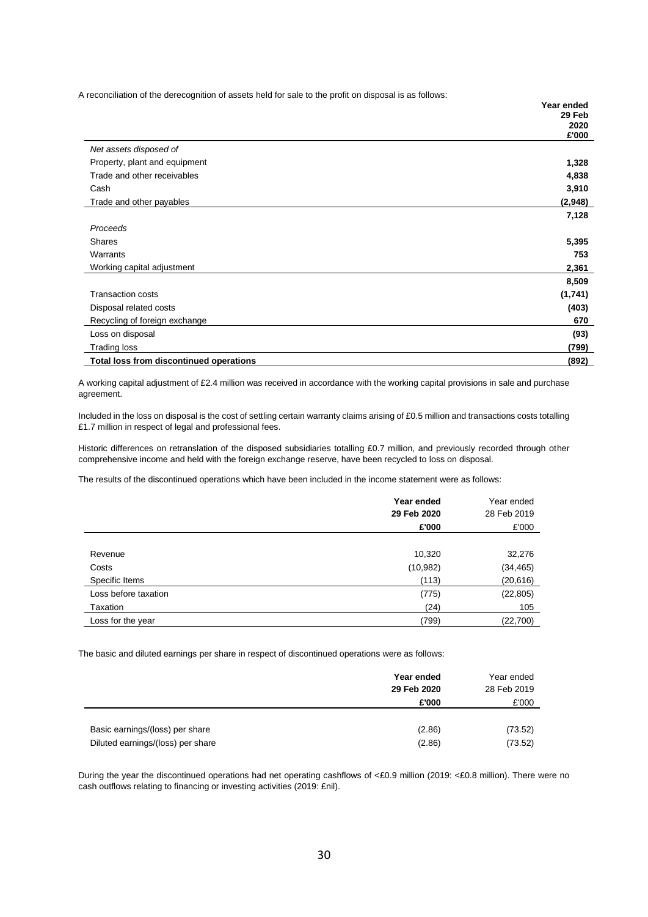A reconciliation of the derecognition of assets held for sale to the profit on disposal is as follows:

| | **Year ended 29 Feb 2020 £'000** |
|---|---|
| *Net assets disposed of* | |
| Property, plant and equipment | **1,328** |
| Trade and other receivables | **4,838** |
| Cash | **3,910** |
| Trade and other payables | **(2,948)** |
| | **7,128** |
| *Proceeds* | |
| Shares | **5,395** |
| Warrants | **753** |
| Working capital adjustment | **2,361** |
| | **8,509** |
| Transaction costs | **(1,741)** |
| Disposal related costs | **(403)** |
| Recycling of foreign exchange | **670** |
| Loss on disposal | **(93)** |
| Trading loss | **(799)** |
| **Total loss from discontinued operations** | **(892)** |

A working capital adjustment of £2.4 million was received in accordance with the working capital provisions in sale and purchase agreement.

Included in the loss on disposal is the cost of settling certain warranty claims arising of £0.5 million and transactions costs totalling £1.7 million in respect of legal and professional fees.

Historic differences on retranslation of the disposed subsidiaries totalling £0.7 million, and previously recorded through other comprehensive income and held with the foreign exchange reserve, have been recycled to loss on disposal.

The results of the discontinued operations which have been included in the income statement were as follows:

| | **Year ended 29 Feb 2020 £'000** | Year ended 28 Feb 2019 £'000 |
|---|---|---|
| Revenue | 10,320 | 32,276 |
| Costs | (10,982) | (34,465) |
| Specific Items | (113) | (20,616) |
| Loss before taxation | (775) | (22,805) |
| Taxation | (24) | 105 |
| Loss for the year | (799) | (22,700) |

The basic and diluted earnings per share in respect of discontinued operations were as follows:

| | **Year ended 29 Feb 2020 £'000** | Year ended 28 Feb 2019 £'000 |
|---|---|---|
| Basic earnings/(loss) per share | (2.86) | (73.52) |
| Diluted earnings/(loss) per share | (2.86) | (73.52) |

During the year the discontinued operations had net operating cashflows of <£0.9 million (2019: <£0.8 million). There were no cash outflows relating to financing or investing activities (2019: £nil).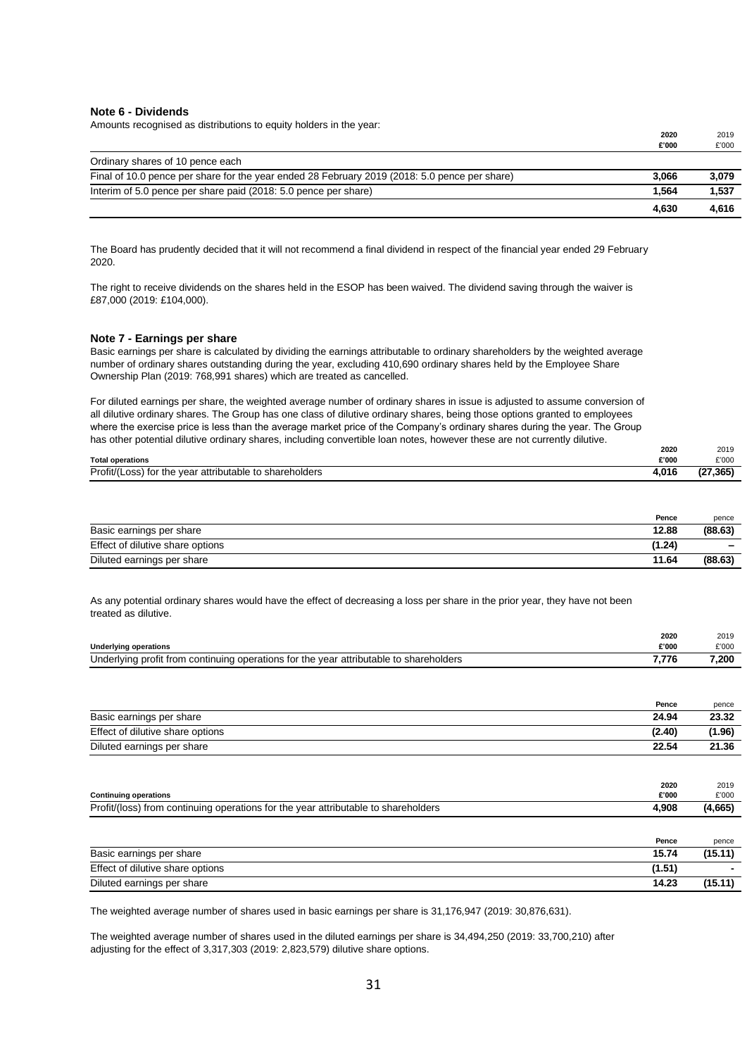## Note 6 - Dividends

Amounts recognised as distributions to equity holders in the year:

| | 2020 £'000 | 2019 £'000 |
|---|---|---|
| Ordinary shares of 10 pence each | | |
| Final of 10.0 pence per share for the year ended 28 February 2019 (2018: 5.0 pence per share) | 3,066 | 3,079 |
| Interim of 5.0 pence per share paid (2018: 5.0 pence per share) | 1,564 | 1,537 |
| | 4,630 | 4,616 |

The Board has prudently decided that it will not recommend a final dividend in respect of the financial year ended 29 February 2020.

The right to receive dividends on the shares held in the ESOP has been waived. The dividend saving through the waiver is £87,000 (2019: £104,000).

## Note 7 - Earnings per share

Basic earnings per share is calculated by dividing the earnings attributable to ordinary shareholders by the weighted average number of ordinary shares outstanding during the year, excluding 410,690 ordinary shares held by the Employee Share Ownership Plan (2019: 768,991 shares) which are treated as cancelled.

For diluted earnings per share, the weighted average number of ordinary shares in issue is adjusted to assume conversion of all dilutive ordinary shares. The Group has one class of dilutive ordinary shares, being those options granted to employees where the exercise price is less than the average market price of the Company's ordinary shares during the year. The Group has other potential dilutive ordinary shares, including convertible loan notes, however these are not currently dilutive.

| **Total operations** | 2020 £'000 | 2019 £'000 |
|---|---|---|
| Profit/(Loss) for the year attributable to shareholders | 4,016 | (27,365) |

| | Pence | pence |
|---|---|---|
| Basic earnings per share | 12.88 | (88.63) |
| Effect of dilutive share options | (1.24) | – |
| Diluted earnings per share | 11.64 | (88.63) |

As any potential ordinary shares would have the effect of decreasing a loss per share in the prior year, they have not been treated as dilutive.

| **Underlying operations** | 2020 £'000 | 2019 £'000 |
|---|---|---|
| Underlying profit from continuing operations for the year attributable to shareholders | 7,776 | 7,200 |

| | Pence | pence |
|---|---|---|
| Basic earnings per share | 24.94 | 23.32 |
| Effect of dilutive share options | (2.40) | (1.96) |
| Diluted earnings per share | 22.54 | 21.36 |

| **Continuing operations** | 2020 £'000 | 2019 £'000 |
|---|---|---|
| Profit/(loss) from continuing operations for the year attributable to shareholders | 4,908 | (4,665) |

| | Pence | pence |
|---|---|---|
| Basic earnings per share | 15.74 | (15.11) |
| Effect of dilutive share options | (1.51) | - |
| Diluted earnings per share | 14.23 | (15.11) |

The weighted average number of shares used in basic earnings per share is 31,176,947 (2019: 30,876,631).

The weighted average number of shares used in the diluted earnings per share is 34,494,250 (2019: 33,700,210) after adjusting for the effect of 3,317,303 (2019: 2,823,579) dilutive share options.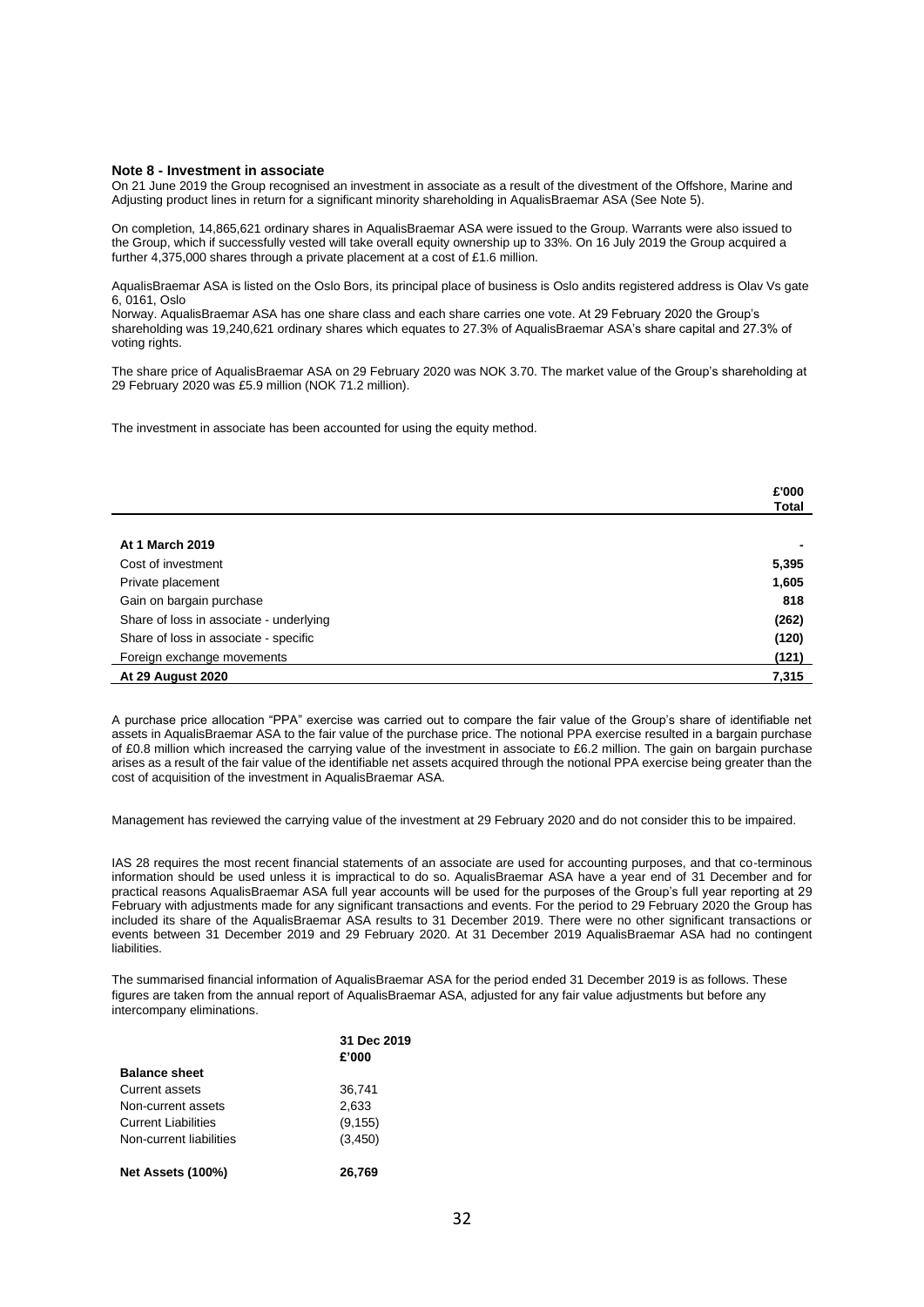### Note 8 - Investment in associate

On 21 June 2019 the Group recognised an investment in associate as a result of the divestment of the Offshore, Marine and Adjusting product lines in return for a significant minority shareholding in AqualisBraemar ASA (See Note 5).

On completion, 14,865,621 ordinary shares in AqualisBraemar ASA were issued to the Group. Warrants were also issued to the Group, which if successfully vested will take overall equity ownership up to 33%. On 16 July 2019 the Group acquired a further 4,375,000 shares through a private placement at a cost of £1.6 million.

AqualisBraemar ASA is listed on the Oslo Bors, its principal place of business is Oslo andits registered address is Olav Vs gate 6, 0161, Oslo
Norway. AqualisBraemar ASA has one share class and each share carries one vote. At 29 February 2020 the Group's shareholding was 19,240,621 ordinary shares which equates to 27.3% of AqualisBraemar ASA's share capital and 27.3% of voting rights.

The share price of AqualisBraemar ASA on 29 February 2020 was NOK 3.70. The market value of the Group's shareholding at 29 February 2020 was £5.9 million (NOK 71.2 million).

The investment in associate has been accounted for using the equity method.

| | £'000 Total |
|---|---|
| **At 1 March 2019** | **-** |
| Cost of investment | **5,395** |
| Private placement | **1,605** |
| Gain on bargain purchase | **818** |
| Share of loss in associate - underlying | **(262)** |
| Share of loss in associate - specific | **(120)** |
| Foreign exchange movements | **(121)** |
| **At 29 August 2020** | **7,315** |

A purchase price allocation "PPA" exercise was carried out to compare the fair value of the Group's share of identifiable net assets in AqualisBraemar ASA to the fair value of the purchase price. The notional PPA exercise resulted in a bargain purchase of £0.8 million which increased the carrying value of the investment in associate to £6.2 million. The gain on bargain purchase arises as a result of the fair value of the identifiable net assets acquired through the notional PPA exercise being greater than the cost of acquisition of the investment in AqualisBraemar ASA.

Management has reviewed the carrying value of the investment at 29 February 2020 and do not consider this to be impaired.

IAS 28 requires the most recent financial statements of an associate are used for accounting purposes, and that co-terminous information should be used unless it is impractical to do so. AqualisBraemar ASA have a year end of 31 December and for practical reasons AqualisBraemar ASA full year accounts will be used for the purposes of the Group's full year reporting at 29 February with adjustments made for any significant transactions and events. For the period to 29 February 2020 the Group has included its share of the AqualisBraemar ASA results to 31 December 2019. There were no other significant transactions or events between 31 December 2019 and 29 February 2020. At 31 December 2019 AqualisBraemar ASA had no contingent liabilities.

The summarised financial information of AqualisBraemar ASA for the period ended 31 December 2019 is as follows. These figures are taken from the annual report of AqualisBraemar ASA, adjusted for any fair value adjustments but before any intercompany eliminations.

| | 31 Dec 2019 £'000 |
|---|---|
| **Balance sheet** | |
| Current assets | 36,741 |
| Non-current assets | 2,633 |
| Current Liabilities | (9,155) |
| Non-current liabilities | (3,450) |
| **Net Assets (100%)** | **26,769** |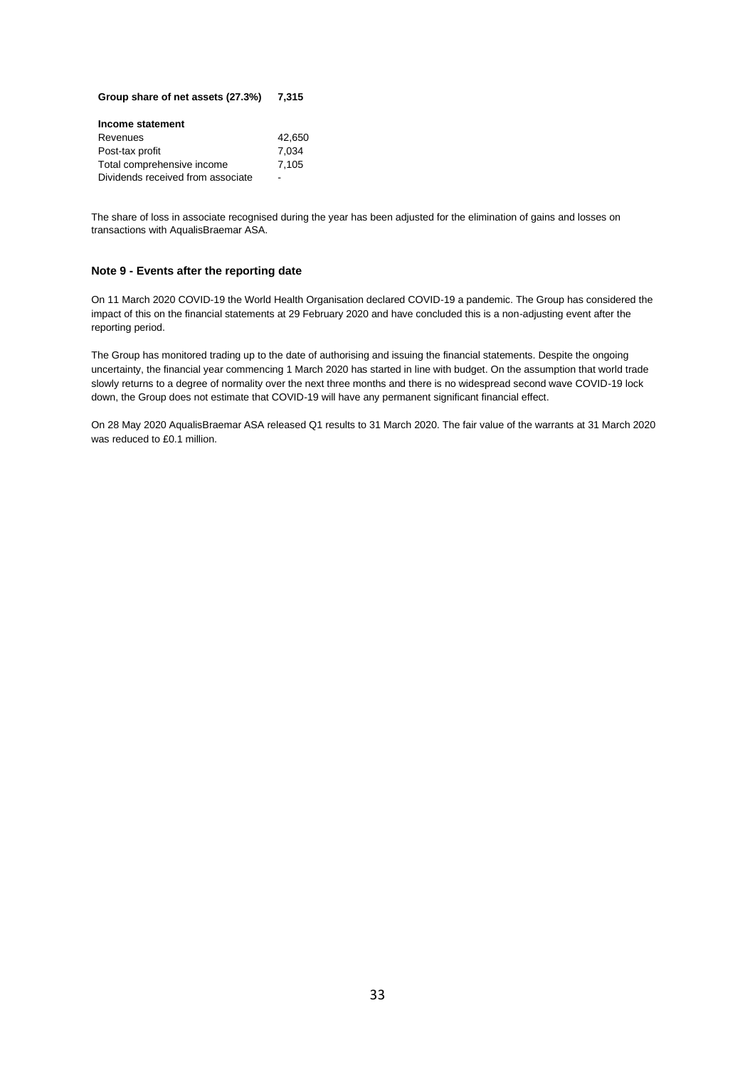| | |
|---|---|
| **Group share of net assets (27.3%)** | **7,315** |
| | |
| **Income statement** | |
| Revenues | 42,650 |
| Post-tax profit | 7,034 |
| Total comprehensive income | 7,105 |
| Dividends received from associate | - |

The share of loss in associate recognised during the year has been adjusted for the elimination of gains and losses on transactions with AqualisBraemar ASA.

### Note 9 - Events after the reporting date

On 11 March 2020 COVID-19 the World Health Organisation declared COVID-19 a pandemic. The Group has considered the impact of this on the financial statements at 29 February 2020 and have concluded this is a non-adjusting event after the reporting period.

The Group has monitored trading up to the date of authorising and issuing the financial statements. Despite the ongoing uncertainty, the financial year commencing 1 March 2020 has started in line with budget. On the assumption that world trade slowly returns to a degree of normality over the next three months and there is no widespread second wave COVID-19 lock down, the Group does not estimate that COVID-19 will have any permanent significant financial effect.

On 28 May 2020 AqualisBraemar ASA released Q1 results to 31 March 2020. The fair value of the warrants at 31 March 2020 was reduced to £0.1 million.